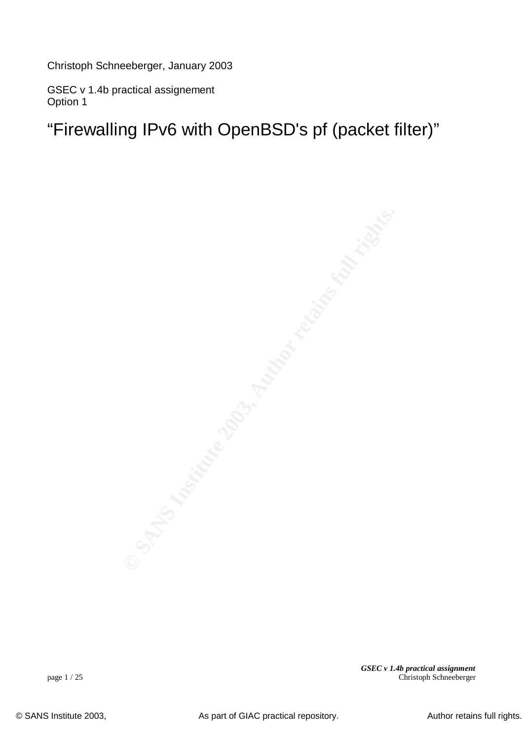Christoph Schneeberger, January 2003

GSEC v 1.4b practical assignement
Option 1

# “Firewalling IPv6 with OpenBSD's pf (packet filter)”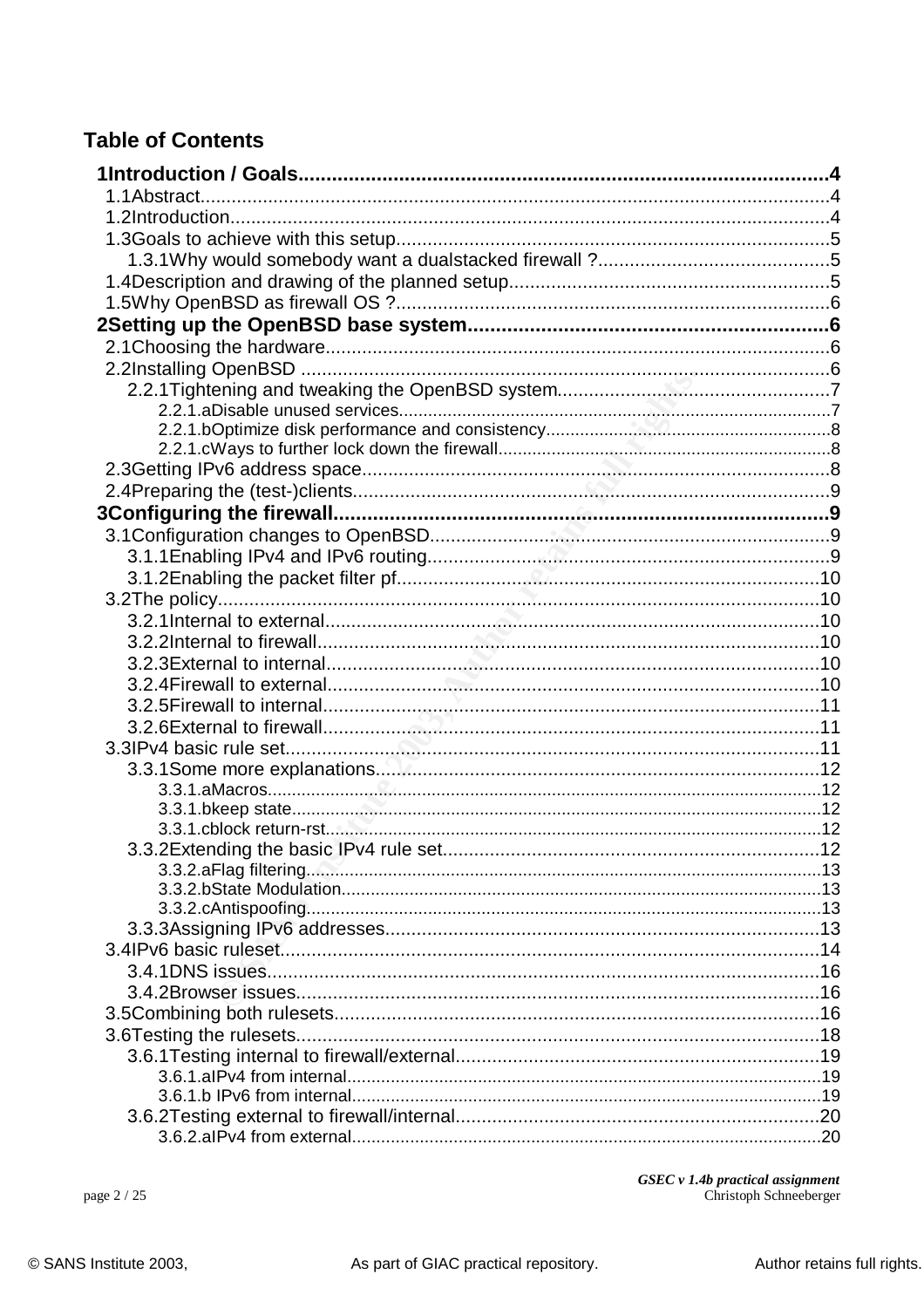## Table of Contents

- 1 Introduction / Goals....4
  - 1.1 Abstract....4
  - 1.2 Introduction....4
  - 1.3 Goals to achieve with this setup....5
    - 1.3.1 Why would somebody want a dualstacked firewall ?....5
  - 1.4 Description and drawing of the planned setup....5
  - 1.5 Why OpenBSD as firewall OS ?....6
- 2 Setting up the OpenBSD base system....6
  - 2.1 Choosing the hardware....6
  - 2.2 Installing OpenBSD....6
    - 2.2.1 Tightening and tweaking the OpenBSD system....7
      - 2.2.1.a Disable unused services....7
      - 2.2.1.b Optimize disk performance and consistency....8
      - 2.2.1.c Ways to further lock down the firewall....8
  - 2.3 Getting IPv6 address space....8
  - 2.4 Preparing the (test-)clients....9
- 3 Configuring the firewall....9
  - 3.1 Configuration changes to OpenBSD....9
    - 3.1.1 Enabling IPv4 and IPv6 routing....9
    - 3.1.2 Enabling the packet filter pf....10
  - 3.2 The policy....10
    - 3.2.1 Internal to external....10
    - 3.2.2 Internal to firewall....10
    - 3.2.3 External to internal....10
    - 3.2.4 Firewall to external....10
    - 3.2.5 Firewall to internal....11
    - 3.2.6 External to firewall....11
  - 3.3 IPv4 basic rule set....11
    - 3.3.1 Some more explanations....12
      - 3.3.1.a Macros....12
      - 3.3.1.b keep state....12
      - 3.3.1.c block return-rst....12
    - 3.3.2 Extending the basic IPv4 rule set....12
      - 3.3.2.a Flag filtering....13
      - 3.3.2.b State Modulation....13
      - 3.3.2.c Antispoofing....13
    - 3.3.3 Assigning IPv6 addresses....13
  - 3.4 IPv6 basic ruleset....14
    - 3.4.1 DNS issues....16
    - 3.4.2 Browser issues....16
  - 3.5 Combining both rulesets....16
  - 3.6 Testing the rulesets....18
    - 3.6.1 Testing internal to firewall/external....19
      - 3.6.1.a IPv4 from internal....19
      - 3.6.1.b IPv6 from internal....19
    - 3.6.2 Testing external to firewall/internal....20
      - 3.6.2.a IPv4 from external....20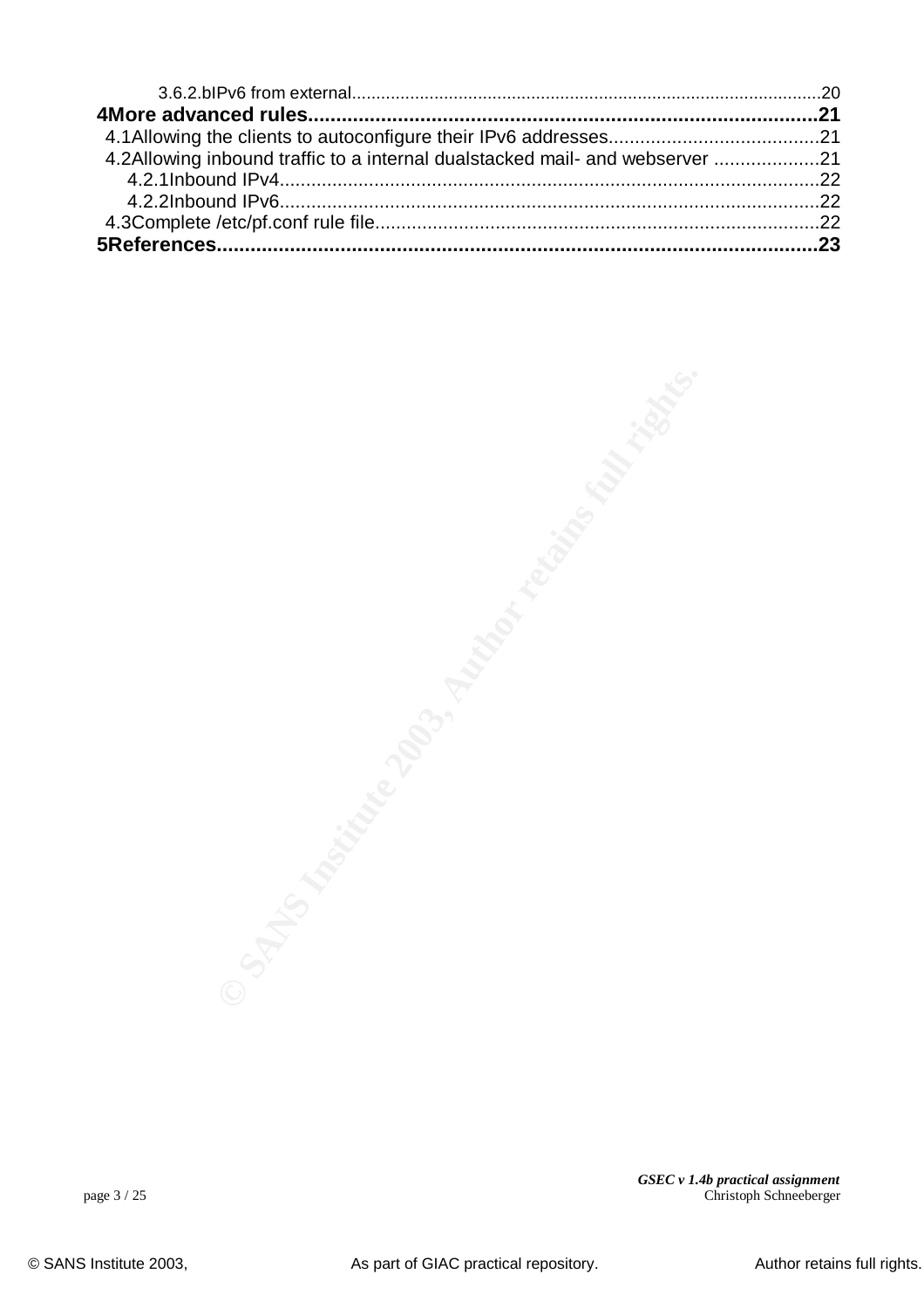3.6.2.bIPv6 from external................................................................................................20

**4More advanced rules..........................................................................................21**

4.1Allowing the clients to autoconfigure their IPv6 addresses........................................21

4.2Allowing inbound traffic to a internal dualstacked mail- and webserver ....................21

4.2.1Inbound IPv4.......................................................................................................22

4.2.2Inbound IPv6.......................................................................................................22

4.3Complete /etc/pf.conf rule file.....................................................................................22

**5References.........................................................................................................23**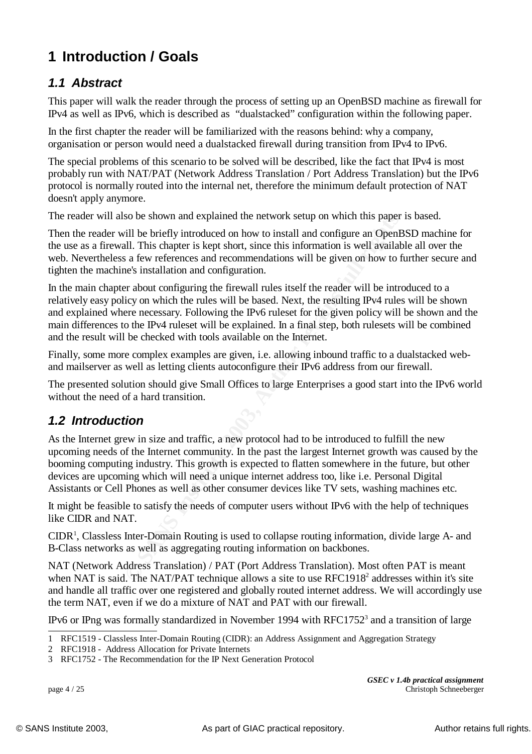# 1 Introduction / Goals

## 1.1 Abstract

This paper will walk the reader through the process of setting up an OpenBSD machine as firewall for IPv4 as well as IPv6, which is described as "dualstacked" configuration within the following paper.

In the first chapter the reader will be familiarized with the reasons behind: why a company, organisation or person would need a dualstacked firewall during transition from IPv4 to IPv6.

The special problems of this scenario to be solved will be described, like the fact that IPv4 is most probably run with NAT/PAT (Network Address Translation / Port Address Translation) but the IPv6 protocol is normally routed into the internal net, therefore the minimum default protection of NAT doesn't apply anymore.

The reader will also be shown and explained the network setup on which this paper is based.

Then the reader will be briefly introduced on how to install and configure an OpenBSD machine for the use as a firewall. This chapter is kept short, since this information is well available all over the web. Nevertheless a few references and recommendations will be given on how to further secure and tighten the machine's installation and configuration.

In the main chapter about configuring the firewall rules itself the reader will be introduced to a relatively easy policy on which the rules will be based. Next, the resulting IPv4 rules will be shown and explained where necessary. Following the IPv6 ruleset for the given policy will be shown and the main differences to the IPv4 ruleset will be explained. In a final step, both rulesets will be combined and the result will be checked with tools available on the Internet.

Finally, some more complex examples are given, i.e. allowing inbound traffic to a dualstacked web- and mailserver as well as letting clients autoconfigure their IPv6 address from our firewall.

The presented solution should give Small Offices to large Enterprises a good start into the IPv6 world without the need of a hard transition.

## 1.2 Introduction

As the Internet grew in size and traffic, a new protocol had to be introduced to fulfill the new upcoming needs of the Internet community. In the past the largest Internet growth was caused by the booming computing industry. This growth is expected to flatten somewhere in the future, but other devices are upcoming which will need a unique internet address too, like i.e. Personal Digital Assistants or Cell Phones as well as other consumer devices like TV sets, washing machines etc.

It might be feasible to satisfy the needs of computer users without IPv6 with the help of techniques like CIDR and NAT.

CIDR[1], Classless Inter-Domain Routing is used to collapse routing information, divide large A- and B-Class networks as well as aggregating routing information on backbones.

NAT (Network Address Translation) / PAT (Port Address Translation). Most often PAT is meant when NAT is said. The NAT/PAT technique allows a site to use RFC1918[2] addresses within it's site and handle all traffic over one registered and globally routed internet address. We will accordingly use the term NAT, even if we do a mixture of NAT and PAT with our firewall.

IPv6 or IPng was formally standardized in November 1994 with RFC1752[3] and a transition of large

---

1 RFC1519 - Classless Inter-Domain Routing (CIDR): an Address Assignment and Aggregation Strategy

2 RFC1918 - Address Allocation for Private Internets

3 RFC1752 - The Recommendation for the IP Next Generation Protocol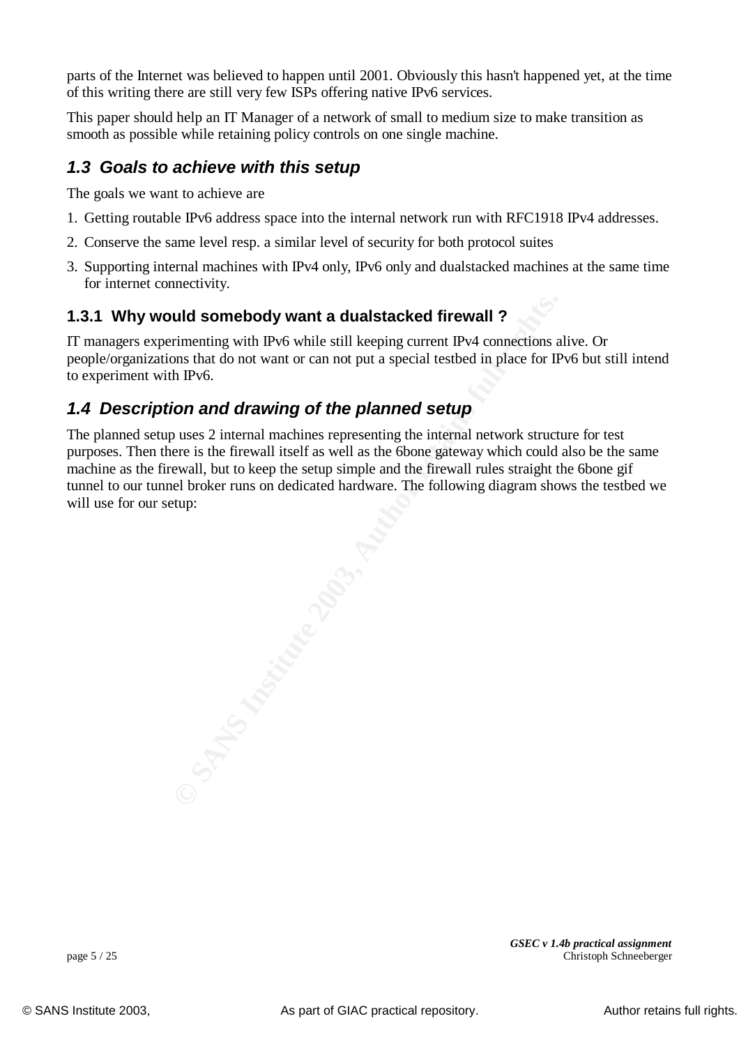parts of the Internet was believed to happen until 2001. Obviously this hasn't happened yet, at the time of this writing there are still very few ISPs offering native IPv6 services.

This paper should help an IT Manager of a network of small to medium size to make transition as smooth as possible while retaining policy controls on one single machine.

## *1.3 Goals to achieve with this setup*

The goals we want to achieve are

1. Getting routable IPv6 address space into the internal network run with RFC1918 IPv4 addresses.
2. Conserve the same level resp. a similar level of security for both protocol suites
3. Supporting internal machines with IPv4 only, IPv6 only and dualstacked machines at the same time for internet connectivity.

### 1.3.1 Why would somebody want a dualstacked firewall ?

IT managers experimenting with IPv6 while still keeping current IPv4 connections alive. Or people/organizations that do not want or can not put a special testbed in place for IPv6 but still intend to experiment with IPv6.

## *1.4 Description and drawing of the planned setup*

The planned setup uses 2 internal machines representing the internal network structure for test purposes. Then there is the firewall itself as well as the 6bone gateway which could also be the same machine as the firewall, but to keep the setup simple and the firewall rules straight the 6bone gif tunnel to our tunnel broker runs on dedicated hardware. The following diagram shows the testbed we will use for our setup: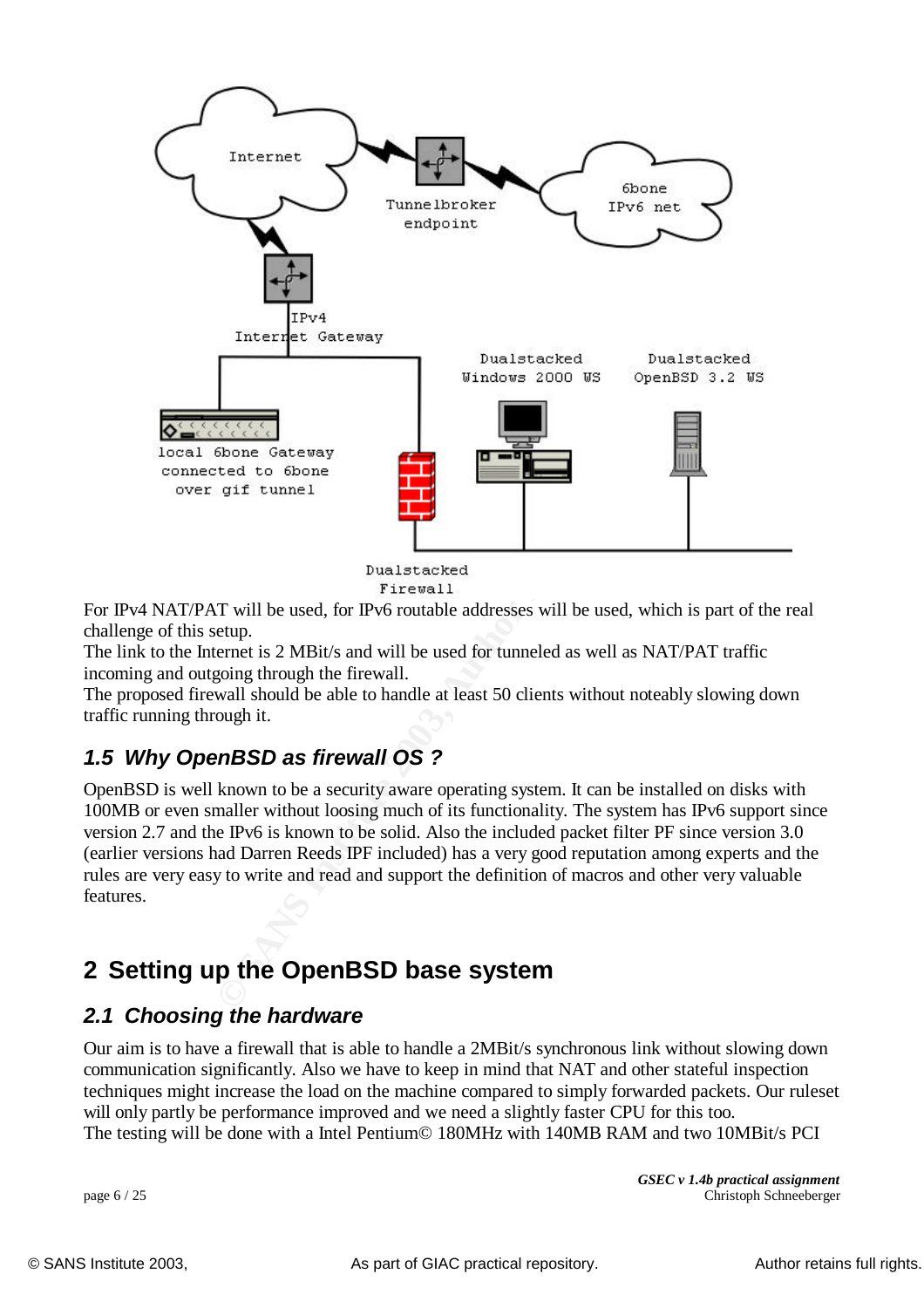Internet

Tunnelbroker endpoint

6bone IPv6 net

IPv4 Internet Gateway

local 6bone Gateway connected to 6bone over gif tunnel

Dualstacked Windows 2000 WS

Dualstacked OpenBSD 3.2 WS

Dualstacked Firewall

For IPv4 NAT/PAT will be used, for IPv6 routable addresses will be used, which is part of the real challenge of this setup.
The link to the Internet is 2 MBit/s and will be used for tunneled as well as NAT/PAT traffic incoming and outgoing through the firewall.
The proposed firewall should be able to handle at least 50 clients without noteably slowing down traffic running through it.

### 1.5 Why OpenBSD as firewall OS ?

OpenBSD is well known to be a security aware operating system. It can be installed on disks with 100MB or even smaller without loosing much of its functionality. The system has IPv6 support since version 2.7 and the IPv6 is known to be solid. Also the included packet filter PF since version 3.0 (earlier versions had Darren Reeds IPF included) has a very good reputation among experts and the rules are very easy to write and read and support the definition of macros and other very valuable features.

## 2 Setting up the OpenBSD base system

### 2.1 Choosing the hardware

Our aim is to have a firewall that is able to handle a 2MBit/s synchronous link without slowing down communication significantly. Also we have to keep in mind that NAT and other stateful inspection techniques might increase the load on the machine compared to simply forwarded packets. Our ruleset will only partly be performance improved and we need a slightly faster CPU for this too.
The testing will be done with a Intel Pentium© 180MHz with 140MB RAM and two 10MBit/s PCI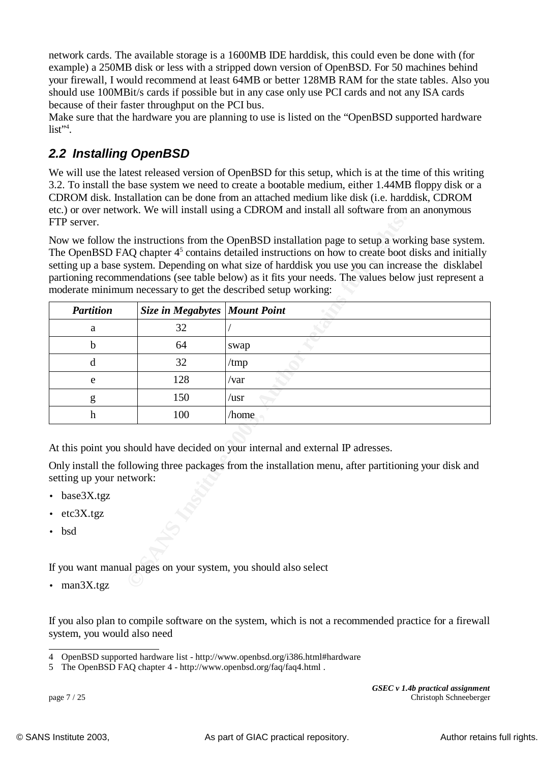network cards. The available storage is a 1600MB IDE harddisk, this could even be done with (for example) a 250MB disk or less with a stripped down version of OpenBSD. For 50 machines behind your firewall, I would recommend at least 64MB or better 128MB RAM for the state tables. Also you should use 100MBit/s cards if possible but in any case only use PCI cards and not any ISA cards because of their faster throughput on the PCI bus.
Make sure that the hardware you are planning to use is listed on the "OpenBSD supported hardware list"[4].

## 2.2 Installing OpenBSD

We will use the latest released version of OpenBSD for this setup, which is at the time of this writing 3.2. To install the base system we need to create a bootable medium, either 1.44MB floppy disk or a CDROM disk. Installation can be done from an attached medium like disk (i.e. harddisk, CDROM etc.) or over network. We will install using a CDROM and install all software from an anonymous FTP server.

Now we follow the instructions from the OpenBSD installation page to setup a working base system. The OpenBSD FAQ chapter 4[5] contains detailed instructions on how to create boot disks and initially setting up a base system. Depending on what size of harddisk you use you can increase the disklabel partioning recommendations (see table below) as it fits your needs. The values below just represent a moderate minimum necessary to get the described setup working:

| *Partition* | *Size in Megabytes* | *Mount Point* |
|---|---|---|
| a | 32 | / |
| b | 64 | swap |
| d | 32 | /tmp |
| e | 128 | /var |
| g | 150 | /usr |
| h | 100 | /home |

At this point you should have decided on your internal and external IP adresses.

Only install the following three packages from the installation menu, after partitioning your disk and setting up your network:

- base3X.tgz
- etc3X.tgz
- bsd

If you want manual pages on your system, you should also select

- man3X.tgz

If you also plan to compile software on the system, which is not a recommended practice for a firewall system, you would also need

4 OpenBSD supported hardware list - http://www.openbsd.org/i386.html#hardware
5 The OpenBSD FAQ chapter 4 - http://www.openbsd.org/faq/faq4.html .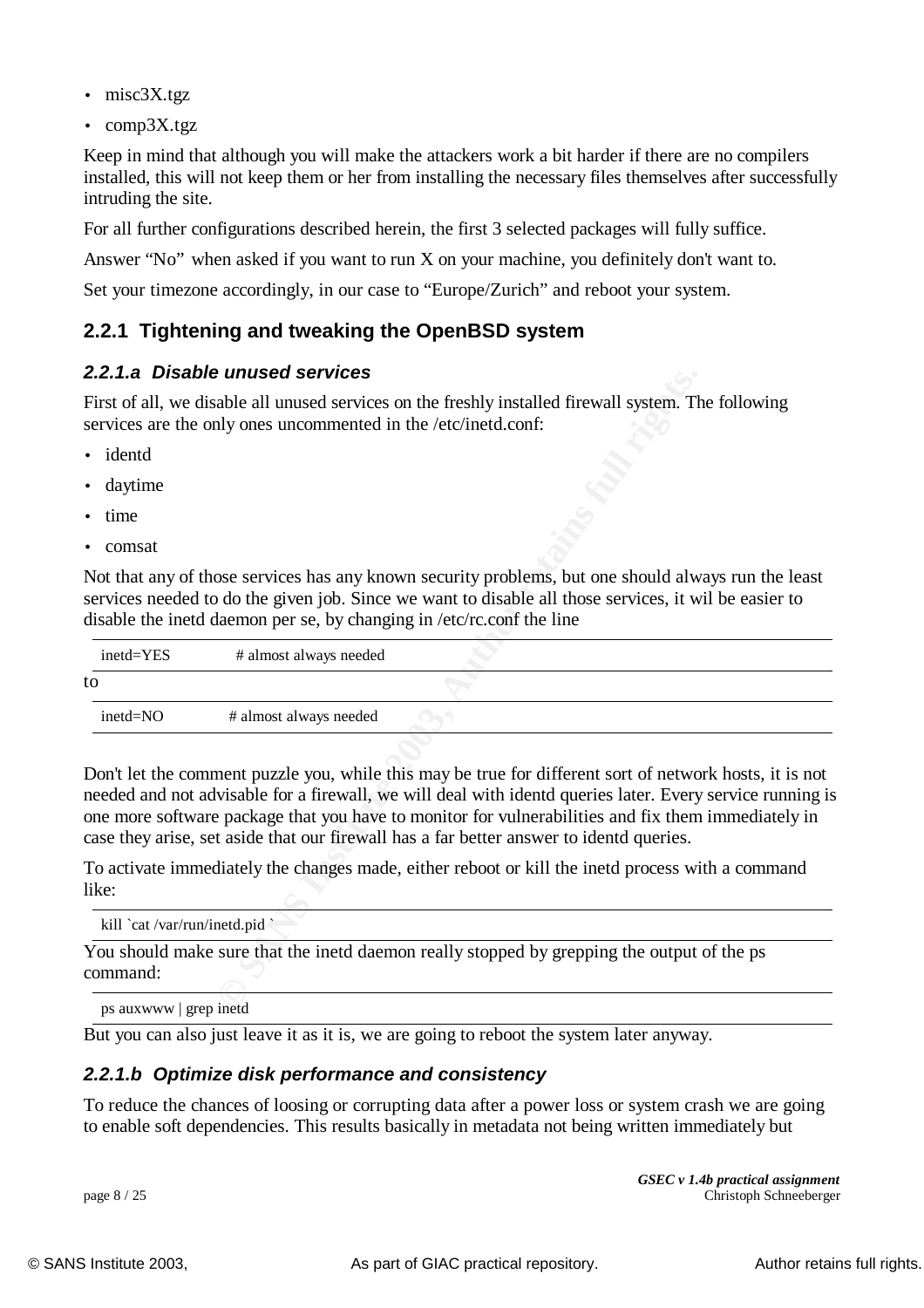- misc3X.tgz
- comp3X.tgz

Keep in mind that although you will make the attackers work a bit harder if there are no compilers installed, this will not keep them or her from installing the necessary files themselves after successfully intruding the site.

For all further configurations described herein, the first 3 selected packages will fully suffice.

Answer “No” when asked if you want to run X on your machine, you definitely don't want to.

Set your timezone accordingly, in our case to “Europe/Zurich” and reboot your system.

### 2.2.1 Tightening and tweaking the OpenBSD system

#### *2.2.1.a Disable unused services*

First of all, we disable all unused services on the freshly installed firewall system. The following services are the only ones uncommented in the /etc/inetd.conf:

- identd
- daytime
- time
- comsat

Not that any of those services has any known security problems, but one should always run the least services needed to do the given job. Since we want to disable all those services, it wil be easier to disable the inetd daemon per se, by changing in /etc/rc.conf the line

```
inetd=YES          # almost always needed
```

to

```
inetd=NO          # almost always needed
```

Don't let the comment puzzle you, while this may be true for different sort of network hosts, it is not needed and not advisable for a firewall, we will deal with identd queries later. Every service running is one more software package that you have to monitor for vulnerabilities and fix them immediately in case they arise, set aside that our firewall has a far better answer to identd queries.

To activate immediately the changes made, either reboot or kill the inetd process with a command like:

```
kill `cat /var/run/inetd.pid `
```

You should make sure that the inetd daemon really stopped by grepping the output of the ps command:

```
ps auxwww | grep inetd
```

But you can also just leave it as it is, we are going to reboot the system later anyway.

#### *2.2.1.b Optimize disk performance and consistency*

To reduce the chances of loosing or corrupting data after a power loss or system crash we are going to enable soft dependencies. This results basically in metadata not being written immediately but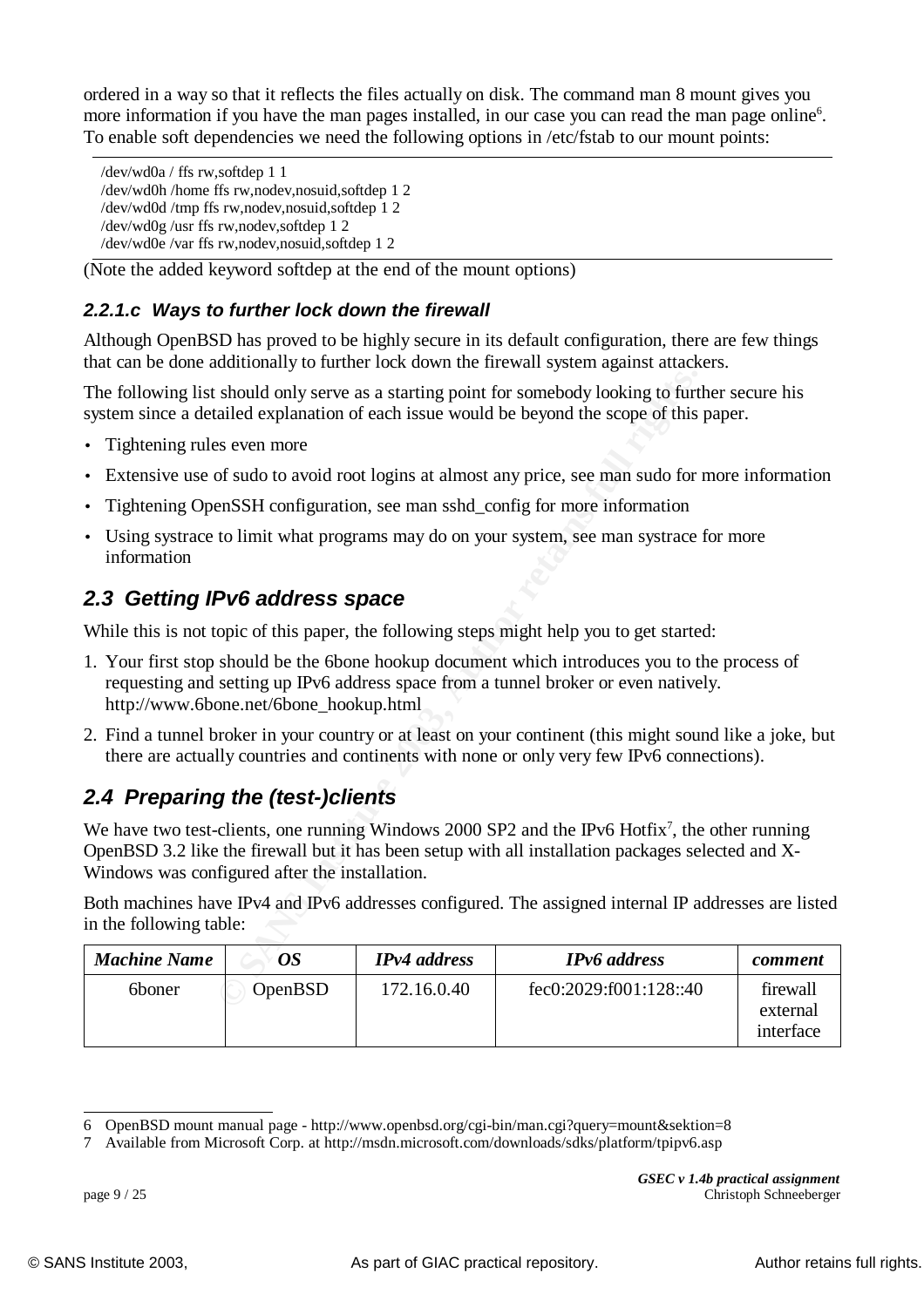ordered in a way so that it reflects the files actually on disk. The command man 8 mount gives you more information if you have the man pages installed, in our case you can read the man page online[6]. To enable soft dependencies we need the following options in /etc/fstab to our mount points:

```
/dev/wd0a / ffs rw,softdep 1 1
/dev/wd0h /home ffs rw,nodev,nosuid,softdep 1 2
/dev/wd0d /tmp ffs rw,nodev,nosuid,softdep 1 2
/dev/wd0g /usr ffs rw,nodev,softdep 1 2
/dev/wd0e /var ffs rw,nodev,nosuid,softdep 1 2
```

(Note the added keyword softdep at the end of the mount options)

#### 2.2.1.c Ways to further lock down the firewall

Although OpenBSD has proved to be highly secure in its default configuration, there are few things that can be done additionally to further lock down the firewall system against attackers.

The following list should only serve as a starting point for somebody looking to further secure his system since a detailed explanation of each issue would be beyond the scope of this paper.

- Tightening rules even more
- Extensive use of sudo to avoid root logins at almost any price, see man sudo for more information
- Tightening OpenSSH configuration, see man sshd_config for more information
- Using systrace to limit what programs may do on your system, see man systrace for more information

## 2.3 Getting IPv6 address space

While this is not topic of this paper, the following steps might help you to get started:

1. Your first stop should be the 6bone hookup document which introduces you to the process of requesting and setting up IPv6 address space from a tunnel broker or even natively. http://www.6bone.net/6bone_hookup.html
2. Find a tunnel broker in your country or at least on your continent (this might sound like a joke, but there are actually countries and continents with none or only very few IPv6 connections).

## 2.4 Preparing the (test-)clients

We have two test-clients, one running Windows 2000 SP2 and the IPv6 Hotfix[7], the other running OpenBSD 3.2 like the firewall but it has been setup with all installation packages selected and X-Windows was configured after the installation.

Both machines have IPv4 and IPv6 addresses configured. The assigned internal IP addresses are listed in the following table:

| *Machine Name* | *OS* | *IPv4 address* | *IPv6 address* | *comment* |
|---|---|---|---|---|
| 6boner | OpenBSD | 172.16.0.40 | fec0:2029:f001:128::40 | firewall external interface |

6 OpenBSD mount manual page - http://www.openbsd.org/cgi-bin/man.cgi?query=mount&sektion=8

7 Available from Microsoft Corp. at http://msdn.microsoft.com/downloads/sdks/platform/tpipv6.asp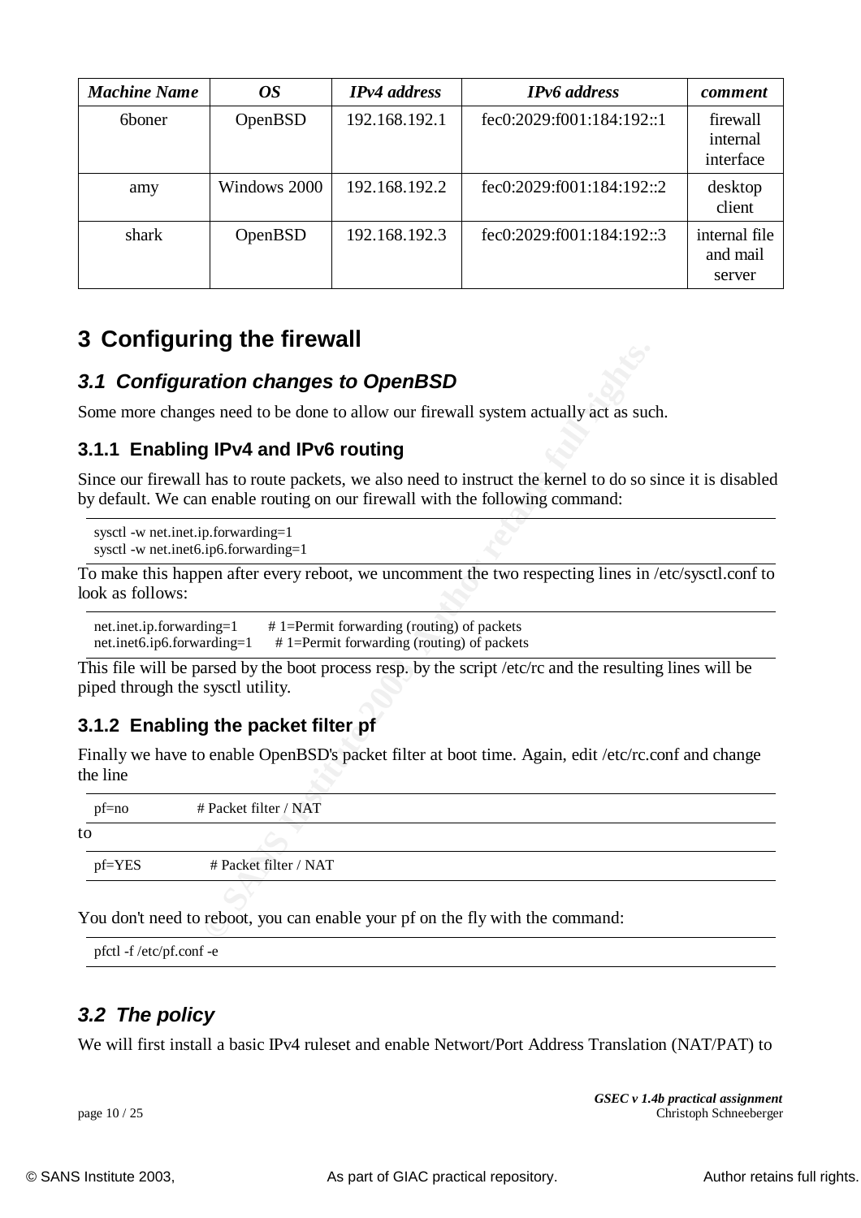| Machine Name | OS | IPv4 address | IPv6 address | comment |
|---|---|---|---|---|
| 6boner | OpenBSD | 192.168.192.1 | fec0:2029:f001:184:192::1 | firewall internal interface |
| amy | Windows 2000 | 192.168.192.2 | fec0:2029:f001:184:192::2 | desktop client |
| shark | OpenBSD | 192.168.192.3 | fec0:2029:f001:184:192::3 | internal file and mail server |

# 3 Configuring the firewall

## 3.1 Configuration changes to OpenBSD

Some more changes need to be done to allow our firewall system actually act as such.

### 3.1.1 Enabling IPv4 and IPv6 routing

Since our firewall has to route packets, we also need to instruct the kernel to do so since it is disabled by default. We can enable routing on our firewall with the following command:

```
sysctl -w net.inet.ip.forwarding=1
sysctl -w net.inet6.ip6.forwarding=1
```

To make this happen after every reboot, we uncomment the two respecting lines in /etc/sysctl.conf to look as follows:

```
net.inet.ip.forwarding=1       # 1=Permit forwarding (routing) of packets
net.inet6.ip6.forwarding=1     # 1=Permit forwarding (routing) of packets
```

This file will be parsed by the boot process resp. by the script /etc/rc and the resulting lines will be piped through the sysctl utility.

### 3.1.2 Enabling the packet filter pf

Finally we have to enable OpenBSD's packet filter at boot time. Again, edit /etc/rc.conf and change the line

```
pf=no          # Packet filter / NAT
```

to

```
pf=YES          # Packet filter / NAT
```

You don't need to reboot, you can enable your pf on the fly with the command:

```
pfctl -f /etc/pf.conf -e
```

## 3.2 The policy

We will first install a basic IPv4 ruleset and enable Networt/Port Address Translation (NAT/PAT) to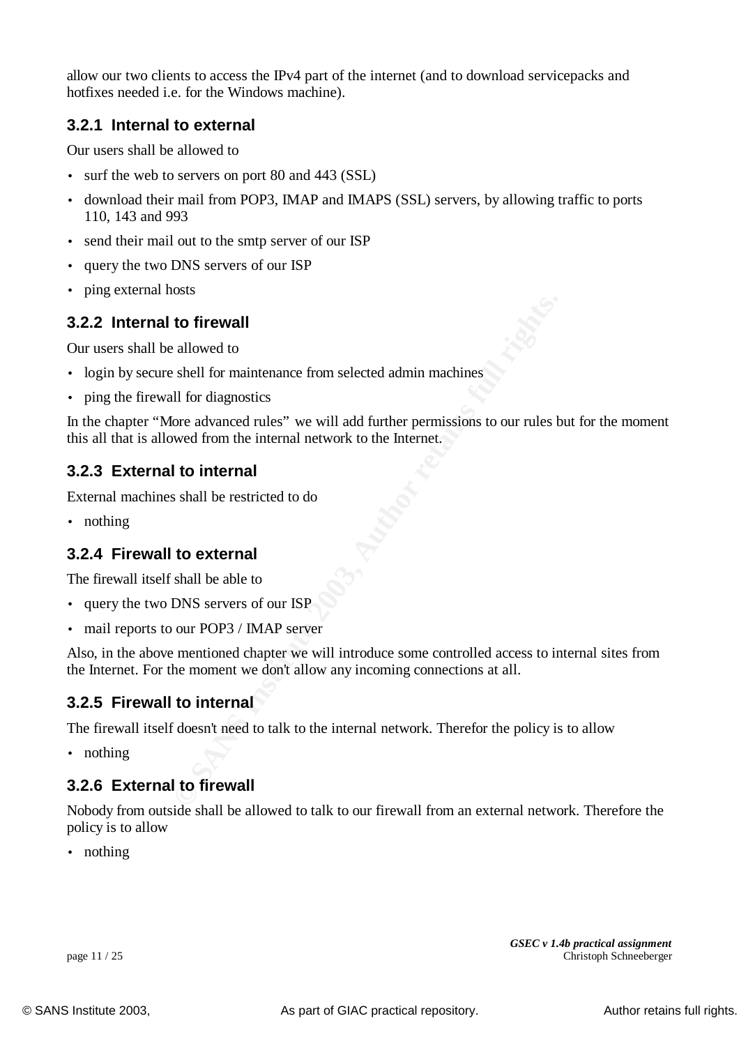allow our two clients to access the IPv4 part of the internet (and to download servicepacks and hotfixes needed i.e. for the Windows machine).

### 3.2.1 Internal to external

Our users shall be allowed to

- surf the web to servers on port 80 and 443 (SSL)
- download their mail from POP3, IMAP and IMAPS (SSL) servers, by allowing traffic to ports 110, 143 and 993
- send their mail out to the smtp server of our ISP
- query the two DNS servers of our ISP
- ping external hosts

### 3.2.2 Internal to firewall

Our users shall be allowed to

- login by secure shell for maintenance from selected admin machines
- ping the firewall for diagnostics

In the chapter "More advanced rules" we will add further permissions to our rules but for the moment this all that is allowed from the internal network to the Internet.

### 3.2.3 External to internal

External machines shall be restricted to do

- nothing

### 3.2.4 Firewall to external

The firewall itself shall be able to

- query the two DNS servers of our ISP
- mail reports to our POP3 / IMAP server

Also, in the above mentioned chapter we will introduce some controlled access to internal sites from the Internet. For the moment we don't allow any incoming connections at all.

### 3.2.5 Firewall to internal

The firewall itself doesn't need to talk to the internal network. Therefor the policy is to allow

- nothing

### 3.2.6 External to firewall

Nobody from outside shall be allowed to talk to our firewall from an external network. Therefore the policy is to allow

- nothing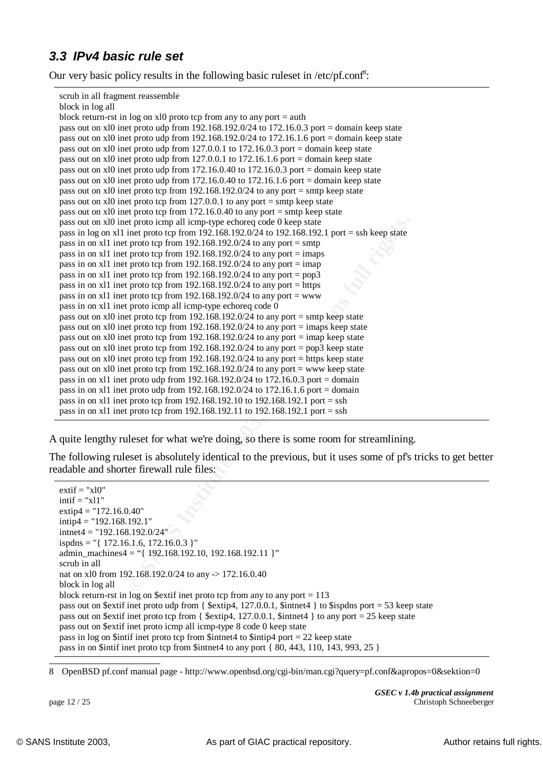### 3.3 IPv4 basic rule set

Our very basic policy results in the following basic ruleset in /etc/pf.conf[8]:

```
scrub in all fragment reassemble
block in log all
block return-rst in log on xl0 proto tcp from any to any port = auth
pass out on xl0 inet proto udp from 192.168.192.0/24 to 172.16.0.3 port = domain keep state
pass out on xl0 inet proto udp from 192.168.192.0/24 to 172.16.1.6 port = domain keep state
pass out on xl0 inet proto udp from 127.0.0.1 to 172.16.0.3 port = domain keep state
pass out on xl0 inet proto udp from 127.0.0.1 to 172.16.1.6 port = domain keep state
pass out on xl0 inet proto udp from 172.16.0.40 to 172.16.0.3 port = domain keep state
pass out on xl0 inet proto udp from 172.16.0.40 to 172.16.1.6 port = domain keep state
pass out on xl0 inet proto tcp from 192.168.192.0/24 to any port = smtp keep state
pass out on xl0 inet proto tcp from 127.0.0.1 to any port = smtp keep state
pass out on xl0 inet proto tcp from 172.16.0.40 to any port = smtp keep state
pass out on xl0 inet proto icmp all icmp-type echoreq code 0 keep state
pass in log on xl1 inet proto tcp from 192.168.192.0/24 to 192.168.192.1 port = ssh keep state
pass in on xl1 inet proto tcp from 192.168.192.0/24 to any port = smtp
pass in on xl1 inet proto tcp from 192.168.192.0/24 to any port = imaps
pass in on xl1 inet proto tcp from 192.168.192.0/24 to any port = imap
pass in on xl1 inet proto tcp from 192.168.192.0/24 to any port = pop3
pass in on xl1 inet proto tcp from 192.168.192.0/24 to any port = https
pass in on xl1 inet proto tcp from 192.168.192.0/24 to any port = www
pass in on xl1 inet proto icmp all icmp-type echoreq code 0
pass out on xl0 inet proto tcp from 192.168.192.0/24 to any port = smtp keep state
pass out on xl0 inet proto tcp from 192.168.192.0/24 to any port = imaps keep state
pass out on xl0 inet proto tcp from 192.168.192.0/24 to any port = imap keep state
pass out on xl0 inet proto tcp from 192.168.192.0/24 to any port = pop3 keep state
pass out on xl0 inet proto tcp from 192.168.192.0/24 to any port = https keep state
pass out on xl0 inet proto tcp from 192.168.192.0/24 to any port = www keep state
pass in on xl1 inet proto udp from 192.168.192.0/24 to 172.16.0.3 port = domain
pass in on xl1 inet proto udp from 192.168.192.0/24 to 172.16.1.6 port = domain
pass in on xl1 inet proto tcp from 192.168.192.10 to 192.168.192.1 port = ssh
pass in on xl1 inet proto tcp from 192.168.192.11 to 192.168.192.1 port = ssh
```

A quite lengthy ruleset for what we're doing, so there is some room for streamlining.

The following ruleset is absolutely identical to the previous, but it uses some of pf's tricks to get better readable and shorter firewall rule files:

```
extif = "xl0"
intif = "xl1"
extip4 = "172.16.0.40"
intip4 = "192.168.192.1"
intnet4 = "192.168.192.0/24"
ispdns = "{ 172.16.1.6, 172.16.0.3 }"
admin_machines4 = "{ 192.168.192.10, 192.168.192.11 }"
scrub in all
nat on xl0 from 192.168.192.0/24 to any -> 172.16.0.40
block in log all
block return-rst in log on $extif inet proto tcp from any to any port = 113
pass out on $extif inet proto udp from { $extip4, 127.0.0.1, $intnet4 } to $ispdns port = 53 keep state
pass out on $extif inet proto tcp from { $extip4, 127.0.0.1, $intnet4 } to any port = 25 keep state
pass out on $extif inet proto icmp all icmp-type 8 code 0 keep state
pass in log on $intif inet proto tcp from $intnet4 to $intip4 port = 22 keep state
pass in on $intif inet proto tcp from $intnet4 to any port { 80, 443, 110, 143, 993, 25 }
```

---

8 OpenBSD pf.conf manual page - http://www.openbsd.org/cgi-bin/man.cgi?query=pf.conf&apropos=0&sektion=0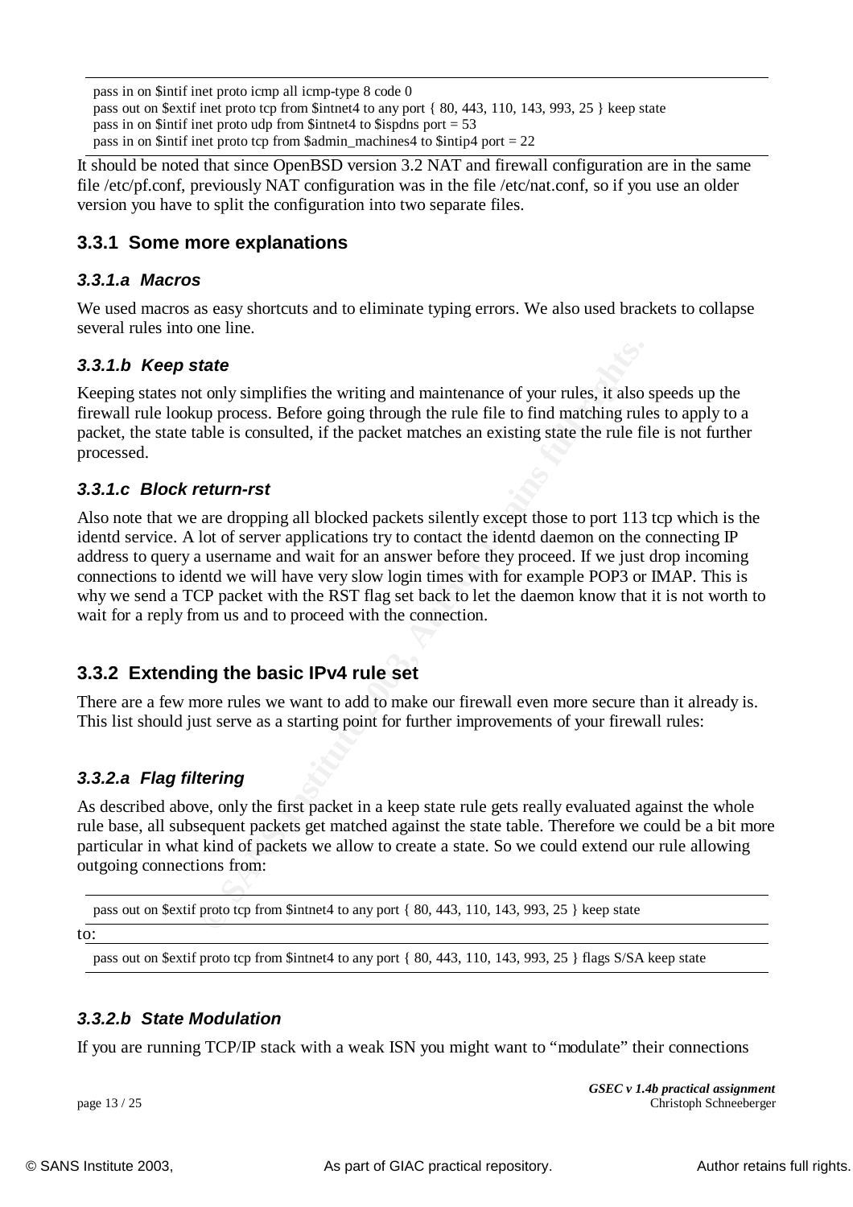```
pass in on $intif inet proto icmp all icmp-type 8 code 0
pass out on $extif inet proto tcp from $intnet4 to any port { 80, 443, 110, 143, 993, 25 } keep state
pass in on $intif inet proto udp from $intnet4 to $ispdns port = 53
pass in on $intif inet proto tcp from $admin_machines4 to $intip4 port = 22
```

It should be noted that since OpenBSD version 3.2 NAT and firewall configuration are in the same file /etc/pf.conf, previously NAT configuration was in the file /etc/nat.conf, so if you use an older version you have to split the configuration into two separate files.

### 3.3.1 Some more explanations

#### *3.3.1.a Macros*

We used macros as easy shortcuts and to eliminate typing errors. We also used brackets to collapse several rules into one line.

#### *3.3.1.b Keep state*

Keeping states not only simplifies the writing and maintenance of your rules, it also speeds up the firewall rule lookup process. Before going through the rule file to find matching rules to apply to a packet, the state table is consulted, if the packet matches an existing state the rule file is not further processed.

#### *3.3.1.c Block return-rst*

Also note that we are dropping all blocked packets silently except those to port 113 tcp which is the identd service. A lot of server applications try to contact the identd daemon on the connecting IP address to query a username and wait for an answer before they proceed. If we just drop incoming connections to identd we will have very slow login times with for example POP3 or IMAP. This is why we send a TCP packet with the RST flag set back to let the daemon know that it is not worth to wait for a reply from us and to proceed with the connection.

### 3.3.2 Extending the basic IPv4 rule set

There are a few more rules we want to add to make our firewall even more secure than it already is. This list should just serve as a starting point for further improvements of your firewall rules:

#### *3.3.2.a Flag filtering*

As described above, only the first packet in a keep state rule gets really evaluated against the whole rule base, all subsequent packets get matched against the state table. Therefore we could be a bit more particular in what kind of packets we allow to create a state. So we could extend our rule allowing outgoing connections from:

```
pass out on $extif proto tcp from $intnet4 to any port { 80, 443, 110, 143, 993, 25 } keep state
```

to:

```
pass out on $extif proto tcp from $intnet4 to any port { 80, 443, 110, 143, 993, 25 } flags S/SA keep state
```

#### *3.3.2.b State Modulation*

If you are running TCP/IP stack with a weak ISN you might want to "modulate" their connections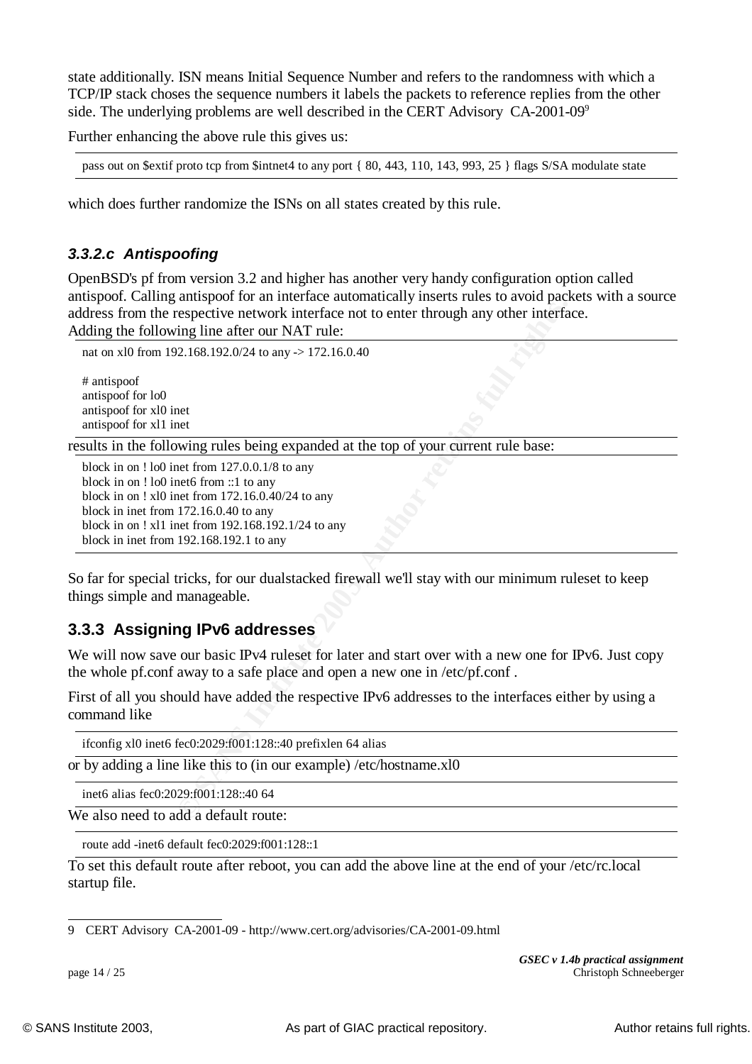state additionally. ISN means Initial Sequence Number and refers to the randomness with which a TCP/IP stack choses the sequence numbers it labels the packets to reference replies from the other side. The underlying problems are well described in the CERT Advisory CA-2001-09[9]

Further enhancing the above rule this gives us:

```
pass out on $extif proto tcp from $intnet4 to any port { 80, 443, 110, 143, 993, 25 } flags S/SA modulate state
```

which does further randomize the ISNs on all states created by this rule.

#### *3.3.2.c Antispoofing*

OpenBSD's pf from version 3.2 and higher has another very handy configuration option called antispoof. Calling antispoof for an interface automatically inserts rules to avoid packets with a source address from the respective network interface not to enter through any other interface.
Adding the following line after our NAT rule:

```
nat on xl0 from 192.168.192.0/24 to any -> 172.16.0.40

# antispoof
antispoof for lo0
antispoof for xl0 inet
antispoof for xl1 inet
```

results in the following rules being expanded at the top of your current rule base:

```
block in on ! lo0 inet from 127.0.0.1/8 to any
block in on ! lo0 inet6 from ::1 to any
block in on ! xl0 inet from 172.16.0.40/24 to any
block in inet from 172.16.0.40 to any
block in on ! xl1 inet from 192.168.192.1/24 to any
block in inet from 192.168.192.1 to any
```

So far for special tricks, for our dualstacked firewall we'll stay with our minimum ruleset to keep things simple and manageable.

### 3.3.3 Assigning IPv6 addresses

We will now save our basic IPv4 ruleset for later and start over with a new one for IPv6. Just copy the whole pf.conf away to a safe place and open a new one in /etc/pf.conf .

First of all you should have added the respective IPv6 addresses to the interfaces either by using a command like

```
ifconfig xl0 inet6 fec0:2029:f001:128::40 prefixlen 64 alias
```

or by adding a line like this to (in our example) /etc/hostname.xl0

```
inet6 alias fec0:2029:f001:128::40 64
```

We also need to add a default route:

```
route add -inet6 default fec0:2029:f001:128::1
```

To set this default route after reboot, you can add the above line at the end of your /etc/rc.local startup file.

9 CERT Advisory CA-2001-09 - http://www.cert.org/advisories/CA-2001-09.html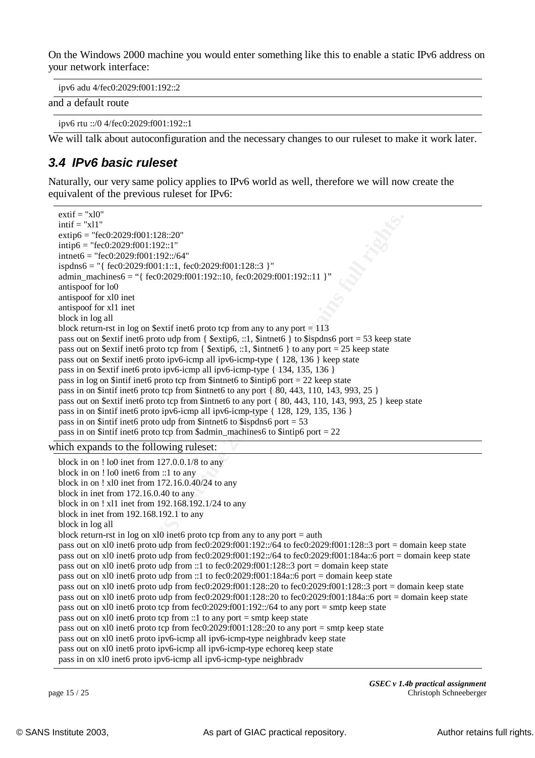On the Windows 2000 machine you would enter something like this to enable a static IPv6 address on your network interface:

```
ipv6 adu 4/fec0:2029:f001:192::2
```

and a default route

```
ipv6 rtu ::/0 4/fec0:2029:f001:192::1
```

We will talk about autoconfiguration and the necessary changes to our ruleset to make it work later.

## *3.4 IPv6 basic ruleset*

Naturally, our very same policy applies to IPv6 world as well, therefore we will now create the equivalent of the previous ruleset for IPv6:

```
extif = "xl0"
intif = "xl1"
extip6 = "fec0:2029:f001:128::20"
intip6 = "fec0:2029:f001:192::1"
intnet6 = "fec0:2029:f001:192::/64"
ispdns6 = "{ fec0:2029:f001:1::1, fec0:2029:f001:128::3 }"
admin_machines6 = "{ fec0:2029:f001:192::10, fec0:2029:f001:192::11 }"
antispoof for lo0
antispoof for xl0 inet
antispoof for xl1 inet
block in log all
block return-rst in log on $extif inet6 proto tcp from any to any port = 113
pass out on $extif inet6 proto udp from { $extip6, ::1, $intnet6 } to $ispdns6 port = 53 keep state
pass out on $extif inet6 proto tcp from { $extip6, ::1, $intnet6 } to any port = 25 keep state
pass out on $extif inet6 proto ipv6-icmp all ipv6-icmp-type { 128, 136 } keep state
pass in on $extif inet6 proto ipv6-icmp all ipv6-icmp-type { 134, 135, 136 }
pass in log on $intif inet6 proto tcp from $intnet6 to $intip6 port = 22 keep state
pass in on $intif inet6 proto tcp from $intnet6 to any port { 80, 443, 110, 143, 993, 25 }
pass out on $extif inet6 proto tcp from $intnet6 to any port { 80, 443, 110, 143, 993, 25 } keep state
pass in on $intif inet6 proto ipv6-icmp all ipv6-icmp-type { 128, 129, 135, 136 }
pass in on $intif inet6 proto udp from $intnet6 to $ispdns6 port = 53
pass in on $intif inet6 proto tcp from $admin_machines6 to $intip6 port = 22
```

which expands to the following ruleset:

```
block in on ! lo0 inet from 127.0.0.1/8 to any
block in on ! lo0 inet6 from ::1 to any
block in on ! xl0 inet from 172.16.0.40/24 to any
block in inet from 172.16.0.40 to any
block in on ! xl1 inet from 192.168.192.1/24 to any
block in inet from 192.168.192.1 to any
block in log all
block return-rst in log on xl0 inet6 proto tcp from any to any port = auth
pass out on xl0 inet6 proto udp from fec0:2029:f001:192::/64 to fec0:2029:f001:128::3 port = domain keep state
pass out on xl0 inet6 proto udp from fec0:2029:f001:192::/64 to fec0:2029:f001:184a::6 port = domain keep state
pass out on xl0 inet6 proto udp from ::1 to fec0:2029:f001:128::3 port = domain keep state
pass out on xl0 inet6 proto udp from ::1 to fec0:2029:f001:184a::6 port = domain keep state
pass out on xl0 inet6 proto udp from fec0:2029:f001:128::20 to fec0:2029:f001:128::3 port = domain keep state
pass out on xl0 inet6 proto udp from fec0:2029:f001:128::20 to fec0:2029:f001:184a::6 port = domain keep state
pass out on xl0 inet6 proto tcp from fec0:2029:f001:192::/64 to any port = smtp keep state
pass out on xl0 inet6 proto tcp from ::1 to any port = smtp keep state
pass out on xl0 inet6 proto tcp from fec0:2029:f001:128::20 to any port = smtp keep state
pass out on xl0 inet6 proto ipv6-icmp all ipv6-icmp-type neighbradv keep state
pass out on xl0 inet6 proto ipv6-icmp all ipv6-icmp-type echoreq keep state
pass in on xl0 inet6 proto ipv6-icmp all ipv6-icmp-type neighbradv
```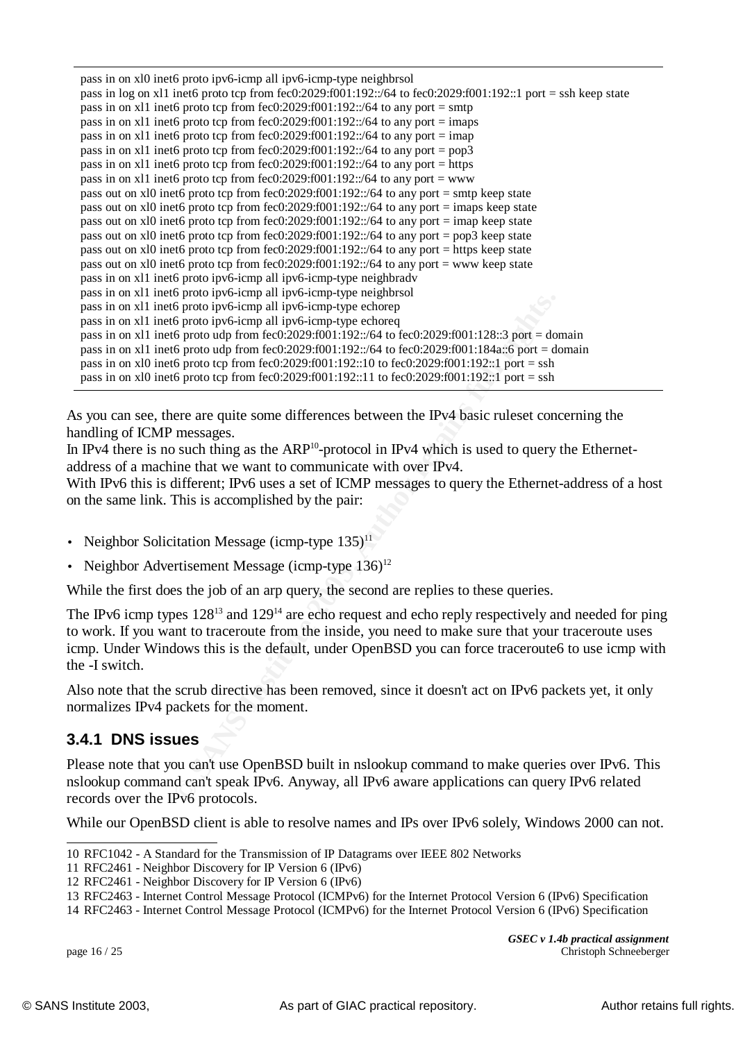```
pass in on xl0 inet6 proto ipv6-icmp all ipv6-icmp-type neighbrsol
pass in log on xl1 inet6 proto tcp from fec0:2029:f001:192::/64 to fec0:2029:f001:192::1 port = ssh keep state
pass in on xl1 inet6 proto tcp from fec0:2029:f001:192::/64 to any port = smtp
pass in on xl1 inet6 proto tcp from fec0:2029:f001:192::/64 to any port = imaps
pass in on xl1 inet6 proto tcp from fec0:2029:f001:192::/64 to any port = imap
pass in on xl1 inet6 proto tcp from fec0:2029:f001:192::/64 to any port = pop3
pass in on xl1 inet6 proto tcp from fec0:2029:f001:192::/64 to any port = https
pass in on xl1 inet6 proto tcp from fec0:2029:f001:192::/64 to any port = www
pass out on xl0 inet6 proto tcp from fec0:2029:f001:192::/64 to any port = smtp keep state
pass out on xl0 inet6 proto tcp from fec0:2029:f001:192::/64 to any port = imaps keep state
pass out on xl0 inet6 proto tcp from fec0:2029:f001:192::/64 to any port = imap keep state
pass out on xl0 inet6 proto tcp from fec0:2029:f001:192::/64 to any port = pop3 keep state
pass out on xl0 inet6 proto tcp from fec0:2029:f001:192::/64 to any port = https keep state
pass out on xl0 inet6 proto tcp from fec0:2029:f001:192::/64 to any port = www keep state
pass in on xl1 inet6 proto ipv6-icmp all ipv6-icmp-type neighbradv
pass in on xl1 inet6 proto ipv6-icmp all ipv6-icmp-type neighbrsol
pass in on xl1 inet6 proto ipv6-icmp all ipv6-icmp-type echorep
pass in on xl1 inet6 proto ipv6-icmp all ipv6-icmp-type echoreq
pass in on xl1 inet6 proto udp from fec0:2029:f001:192::/64 to fec0:2029:f001:128::3 port = domain
pass in on xl1 inet6 proto udp from fec0:2029:f001:192::/64 to fec0:2029:f001:184a::6 port = domain
pass in on xl0 inet6 proto tcp from fec0:2029:f001:192::10 to fec0:2029:f001:192::1 port = ssh
pass in on xl0 inet6 proto tcp from fec0:2029:f001:192::11 to fec0:2029:f001:192::1 port = ssh
```

As you can see, there are quite some differences between the IPv4 basic ruleset concerning the handling of ICMP messages.
In IPv4 there is no such thing as the ARP[10]-protocol in IPv4 which is used to query the Ethernet-address of a machine that we want to communicate with over IPv4.
With IPv6 this is different; IPv6 uses a set of ICMP messages to query the Ethernet-address of a host on the same link. This is accomplished by the pair:

- Neighbor Solicitation Message (icmp-type 135)[11]
- Neighbor Advertisement Message (icmp-type 136)[12]

While the first does the job of an arp query, the second are replies to these queries.

The IPv6 icmp types 128[13] and 129[14] are echo request and echo reply respectively and needed for ping to work. If you want to traceroute from the inside, you need to make sure that your traceroute uses icmp. Under Windows this is the default, under OpenBSD you can force traceroute6 to use icmp with the -I switch.

Also note that the scrub directive has been removed, since it doesn't act on IPv6 packets yet, it only normalizes IPv4 packets for the moment.

### 3.4.1 DNS issues

Please note that you can't use OpenBSD built in nslookup command to make queries over IPv6. This nslookup command can't speak IPv6. Anyway, all IPv6 aware applications can query IPv6 related records over the IPv6 protocols.

While our OpenBSD client is able to resolve names and IPs over IPv6 solely, Windows 2000 can not.

---

10 RFC1042 - A Standard for the Transmission of IP Datagrams over IEEE 802 Networks
11 RFC2461 - Neighbor Discovery for IP Version 6 (IPv6)
12 RFC2461 - Neighbor Discovery for IP Version 6 (IPv6)
13 RFC2463 - Internet Control Message Protocol (ICMPv6) for the Internet Protocol Version 6 (IPv6) Specification
14 RFC2463 - Internet Control Message Protocol (ICMPv6) for the Internet Protocol Version 6 (IPv6) Specification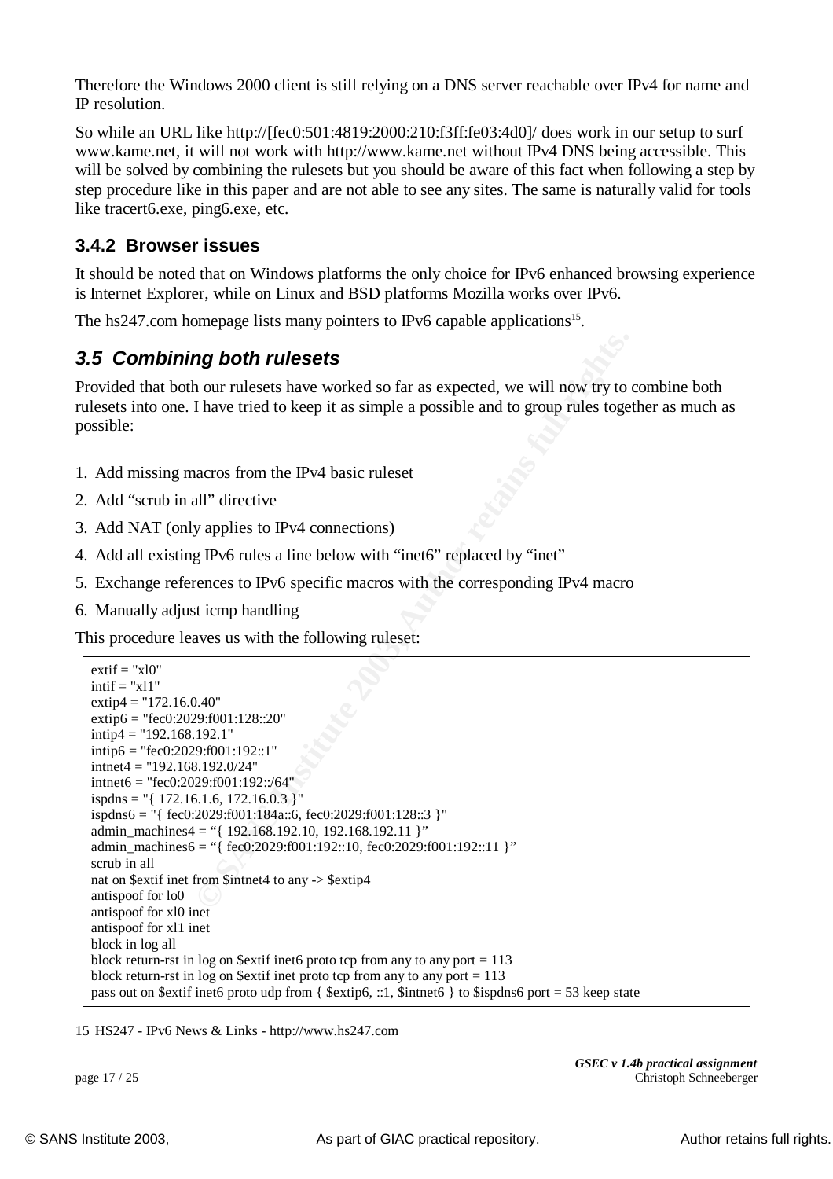Therefore the Windows 2000 client is still relying on a DNS server reachable over IPv4 for name and IP resolution.

So while an URL like http://[fec0:501:4819:2000:210:f3ff:fe03:4d0]/ does work in our setup to surf www.kame.net, it will not work with http://www.kame.net without IPv4 DNS being accessible. This will be solved by combining the rulesets but you should be aware of this fact when following a step by step procedure like in this paper and are not able to see any sites. The same is naturally valid for tools like tracert6.exe, ping6.exe, etc.

### 3.4.2 Browser issues

It should be noted that on Windows platforms the only choice for IPv6 enhanced browsing experience is Internet Explorer, while on Linux and BSD platforms Mozilla works over IPv6.

The hs247.com homepage lists many pointers to IPv6 capable applications[15].

## *3.5 Combining both rulesets*

Provided that both our rulesets have worked so far as expected, we will now try to combine both rulesets into one. I have tried to keep it as simple a possible and to group rules together as much as possible:

1. Add missing macros from the IPv4 basic ruleset
2. Add “scrub in all” directive
3. Add NAT (only applies to IPv4 connections)
4. Add all existing IPv6 rules a line below with “inet6” replaced by “inet”
5. Exchange references to IPv6 specific macros with the corresponding IPv4 macro
6. Manually adjust icmp handling

This procedure leaves us with the following ruleset:

```
extif = "xl0"
intif = "xl1"
extip4 = "172.16.0.40"
extip6 = "fec0:2029:f001:128::20"
intip4 = "192.168.192.1"
intip6 = "fec0:2029:f001:192::1"
intnet4 = "192.168.192.0/24"
intnet6 = "fec0:2029:f001:192::/64"
ispdns = "{ 172.16.1.6, 172.16.0.3 }"
ispdns6 = "{ fec0:2029:f001:184a::6, fec0:2029:f001:128::3 }"
admin_machines4 = “{ 192.168.192.10, 192.168.192.11 }”
admin_machines6 = “{ fec0:2029:f001:192::10, fec0:2029:f001:192::11 }”
scrub in all
nat on $extif inet from $intnet4 to any -> $extip4
antispoof for lo0
antispoof for xl0 inet
antispoof for xl1 inet
block in log all
block return-rst in log on $extif inet6 proto tcp from any to any port = 113
block return-rst in log on $extif inet proto tcp from any to any port = 113
pass out on $extif inet6 proto udp from { $extip6, ::1, $intnet6 } to $ispdns6 port = 53 keep state
```

15 HS247 - IPv6 News & Links - http://www.hs247.com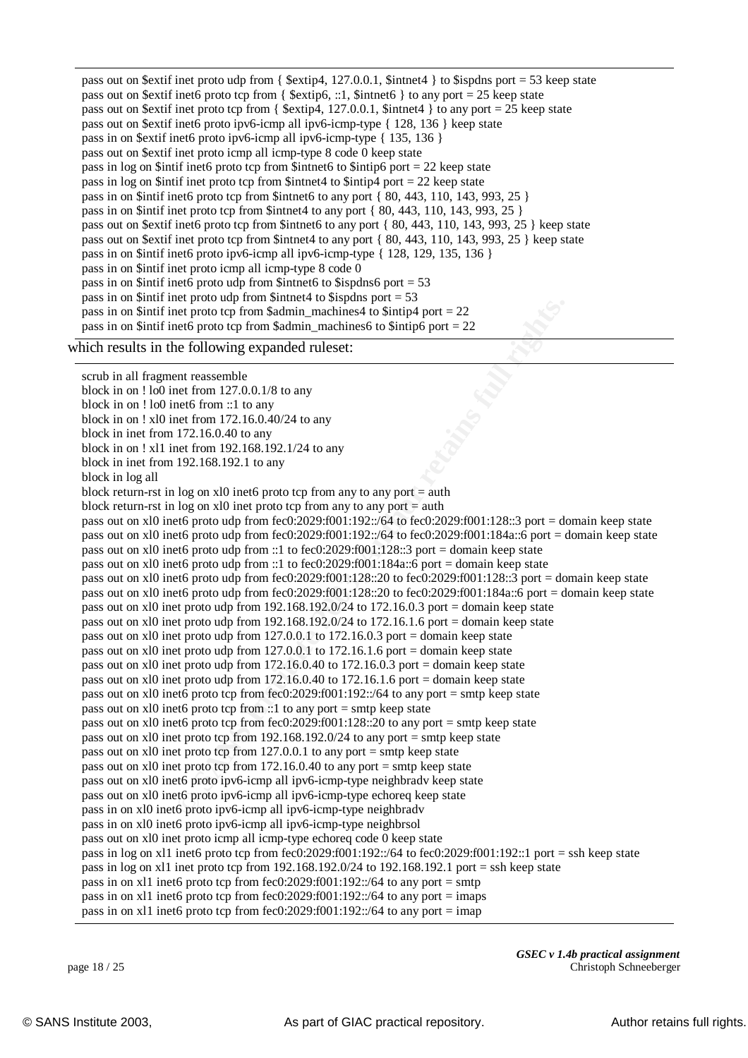```
pass out on $extif inet proto udp from { $extip4, 127.0.0.1, $intnet4 } to $ispdns port = 53 keep state
pass out on $extif inet6 proto tcp from { $extip6, ::1, $intnet6 } to any port = 25 keep state
pass out on $extif inet proto tcp from { $extip4, 127.0.0.1, $intnet4 } to any port = 25 keep state
pass out on $extif inet6 proto ipv6-icmp all ipv6-icmp-type { 128, 136 } keep state
pass in on $extif inet6 proto ipv6-icmp all ipv6-icmp-type { 135, 136 }
pass out on $extif inet proto icmp all icmp-type 8 code 0 keep state
pass in log on $intif inet6 proto tcp from $intnet6 to $intip6 port = 22 keep state
pass in log on $intif inet proto tcp from $intnet4 to $intip4 port = 22 keep state
pass in on $intif inet6 proto tcp from $intnet6 to any port { 80, 443, 110, 143, 993, 25 }
pass in on $intif inet proto tcp from $intnet4 to any port { 80, 443, 110, 143, 993, 25 }
pass out on $extif inet6 proto tcp from $intnet6 to any port { 80, 443, 110, 143, 993, 25 } keep state
pass out on $extif inet proto tcp from $intnet4 to any port { 80, 443, 110, 143, 993, 25 } keep state
pass in on $intif inet6 proto ipv6-icmp all ipv6-icmp-type { 128, 129, 135, 136 }
pass in on $intif inet proto icmp all icmp-type 8 code 0
pass in on $intif inet6 proto udp from $intnet6 to $ispdns6 port = 53
pass in on $intif inet proto udp from $intnet4 to $ispdns port = 53
pass in on $intif inet proto tcp from $admin_machines4 to $intip4 port = 22
pass in on $intif inet6 proto tcp from $admin_machines6 to $intip6 port = 22
```

which results in the following expanded ruleset:

```
scrub in all fragment reassemble
block in on ! lo0 inet from 127.0.0.1/8 to any
block in on ! lo0 inet6 from ::1 to any
block in on ! xl0 inet from 172.16.0.40/24 to any
block in inet from 172.16.0.40 to any
block in on ! xl1 inet from 192.168.192.1/24 to any
block in inet from 192.168.192.1 to any
block in log all
block return-rst in log on xl0 inet6 proto tcp from any to any port = auth
block return-rst in log on xl0 inet proto tcp from any to any port = auth
pass out on xl0 inet6 proto udp from fec0:2029:f001:192::/64 to fec0:2029:f001:128::3 port = domain keep state
pass out on xl0 inet6 proto udp from fec0:2029:f001:192::/64 to fec0:2029:f001:184a::6 port = domain keep state
pass out on xl0 inet6 proto udp from ::1 to fec0:2029:f001:128::3 port = domain keep state
pass out on xl0 inet6 proto udp from ::1 to fec0:2029:f001:184a::6 port = domain keep state
pass out on xl0 inet6 proto udp from fec0:2029:f001:128::20 to fec0:2029:f001:128::3 port = domain keep state
pass out on xl0 inet6 proto udp from fec0:2029:f001:128::20 to fec0:2029:f001:184a::6 port = domain keep state
pass out on xl0 inet proto udp from 192.168.192.0/24 to 172.16.0.3 port = domain keep state
pass out on xl0 inet proto udp from 192.168.192.0/24 to 172.16.1.6 port = domain keep state
pass out on xl0 inet proto udp from 127.0.0.1 to 172.16.0.3 port = domain keep state
pass out on xl0 inet proto udp from 127.0.0.1 to 172.16.1.6 port = domain keep state
pass out on xl0 inet proto udp from 172.16.0.40 to 172.16.0.3 port = domain keep state
pass out on xl0 inet proto udp from 172.16.0.40 to 172.16.1.6 port = domain keep state
pass out on xl0 inet6 proto tcp from fec0:2029:f001:192::/64 to any port = smtp keep state
pass out on xl0 inet6 proto tcp from ::1 to any port = smtp keep state
pass out on xl0 inet6 proto tcp from fec0:2029:f001:128::20 to any port = smtp keep state
pass out on xl0 inet proto tcp from 192.168.192.0/24 to any port = smtp keep state
pass out on xl0 inet proto tcp from 127.0.0.1 to any port = smtp keep state
pass out on xl0 inet proto tcp from 172.16.0.40 to any port = smtp keep state
pass out on xl0 inet6 proto ipv6-icmp all ipv6-icmp-type neighbradv keep state
pass out on xl0 inet6 proto ipv6-icmp all ipv6-icmp-type echoreq keep state
pass in on xl0 inet6 proto ipv6-icmp all ipv6-icmp-type neighbradv
pass in on xl0 inet6 proto ipv6-icmp all ipv6-icmp-type neighbrsol
pass out on xl0 inet proto icmp all icmp-type echoreq code 0 keep state
pass in log on xl1 inet6 proto tcp from fec0:2029:f001:192::/64 to fec0:2029:f001:192::1 port = ssh keep state
pass in log on xl1 inet proto tcp from 192.168.192.0/24 to 192.168.192.1 port = ssh keep state
pass in on xl1 inet6 proto tcp from fec0:2029:f001:192::/64 to any port = smtp
pass in on xl1 inet6 proto tcp from fec0:2029:f001:192::/64 to any port = imaps
pass in on xl1 inet6 proto tcp from fec0:2029:f001:192::/64 to any port = imap
```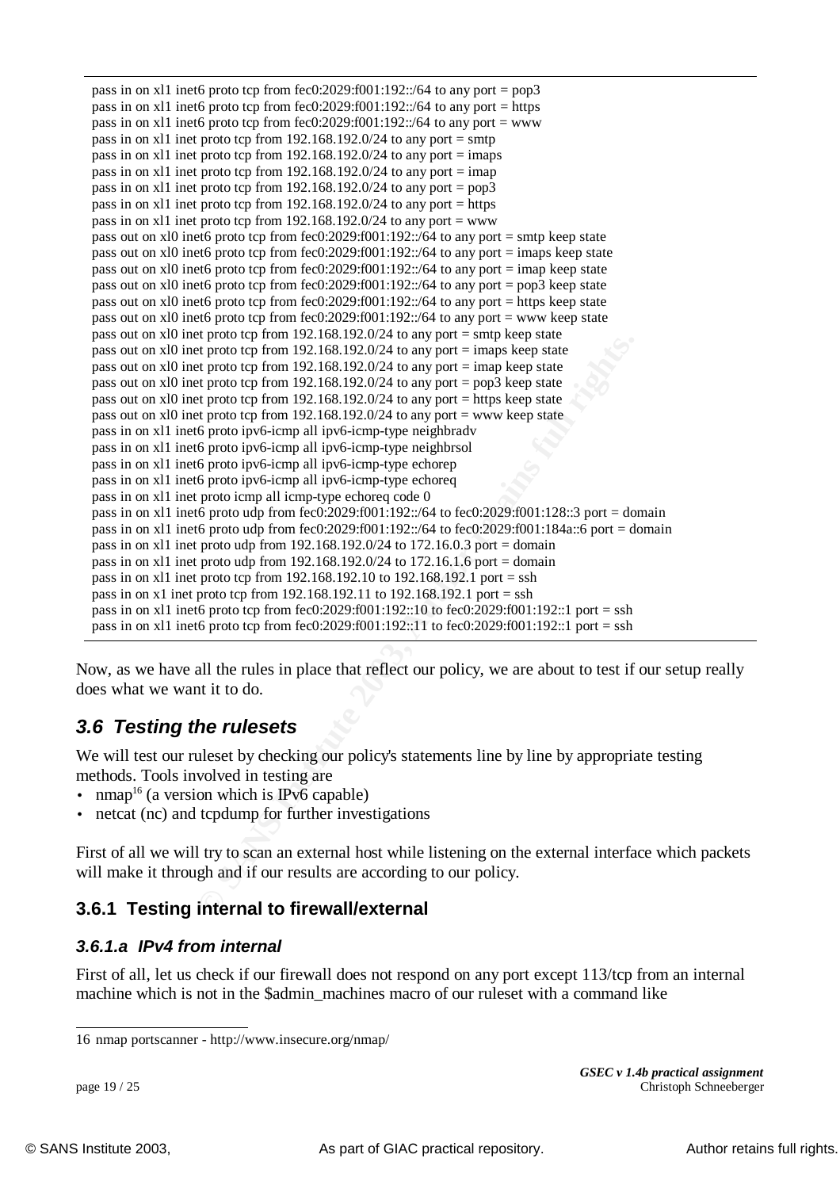```
pass in on xl1 inet6 proto tcp from fec0:2029:f001:192::/64 to any port = pop3
pass in on xl1 inet6 proto tcp from fec0:2029:f001:192::/64 to any port = https
pass in on xl1 inet6 proto tcp from fec0:2029:f001:192::/64 to any port = www
pass in on xl1 inet proto tcp from 192.168.192.0/24 to any port = smtp
pass in on xl1 inet proto tcp from 192.168.192.0/24 to any port = imaps
pass in on xl1 inet proto tcp from 192.168.192.0/24 to any port = imap
pass in on xl1 inet proto tcp from 192.168.192.0/24 to any port = pop3
pass in on xl1 inet proto tcp from 192.168.192.0/24 to any port = https
pass in on xl1 inet proto tcp from 192.168.192.0/24 to any port = www
pass out on xl0 inet6 proto tcp from fec0:2029:f001:192::/64 to any port = smtp keep state
pass out on xl0 inet6 proto tcp from fec0:2029:f001:192::/64 to any port = imaps keep state
pass out on xl0 inet6 proto tcp from fec0:2029:f001:192::/64 to any port = imap keep state
pass out on xl0 inet6 proto tcp from fec0:2029:f001:192::/64 to any port = pop3 keep state
pass out on xl0 inet6 proto tcp from fec0:2029:f001:192::/64 to any port = https keep state
pass out on xl0 inet6 proto tcp from fec0:2029:f001:192::/64 to any port = www keep state
pass out on xl0 inet proto tcp from 192.168.192.0/24 to any port = smtp keep state
pass out on xl0 inet proto tcp from 192.168.192.0/24 to any port = imaps keep state
pass out on xl0 inet proto tcp from 192.168.192.0/24 to any port = imap keep state
pass out on xl0 inet proto tcp from 192.168.192.0/24 to any port = pop3 keep state
pass out on xl0 inet proto tcp from 192.168.192.0/24 to any port = https keep state
pass out on xl0 inet proto tcp from 192.168.192.0/24 to any port = www keep state
pass in on xl1 inet6 proto ipv6-icmp all ipv6-icmp-type neighbradv
pass in on xl1 inet6 proto ipv6-icmp all ipv6-icmp-type neighbrsol
pass in on xl1 inet6 proto ipv6-icmp all ipv6-icmp-type echorep
pass in on xl1 inet6 proto ipv6-icmp all ipv6-icmp-type echoreq
pass in on xl1 inet proto icmp all icmp-type echoreq code 0
pass in on xl1 inet6 proto udp from fec0:2029:f001:192::/64 to fec0:2029:f001:128::3 port = domain
pass in on xl1 inet6 proto udp from fec0:2029:f001:192::/64 to fec0:2029:f001:184a::6 port = domain
pass in on xl1 inet proto udp from 192.168.192.0/24 to 172.16.0.3 port = domain
pass in on xl1 inet proto udp from 192.168.192.0/24 to 172.16.1.6 port = domain
pass in on xl1 inet proto tcp from 192.168.192.10 to 192.168.192.1 port = ssh
pass in on x1 inet proto tcp from 192.168.192.11 to 192.168.192.1 port = ssh
pass in on xl1 inet6 proto tcp from fec0:2029:f001:192::10 to fec0:2029:f001:192::1 port = ssh
pass in on xl1 inet6 proto tcp from fec0:2029:f001:192::11 to fec0:2029:f001:192::1 port = ssh
```

Now, as we have all the rules in place that reflect our policy, we are about to test if our setup really does what we want it to do.

## 3.6 Testing the rulesets

We will test our ruleset by checking our policy's statements line by line by appropriate testing methods. Tools involved in testing are

- nmap[16] (a version which is IPv6 capable)
- netcat (nc) and tcpdump for further investigations

First of all we will try to scan an external host while listening on the external interface which packets will make it through and if our results are according to our policy.

### 3.6.1 Testing internal to firewall/external

#### 3.6.1.a IPv4 from internal

First of all, let us check if our firewall does not respond on any port except 113/tcp from an internal machine which is not in the $admin_machines macro of our ruleset with a command like

16 nmap portscanner - http://www.insecure.org/nmap/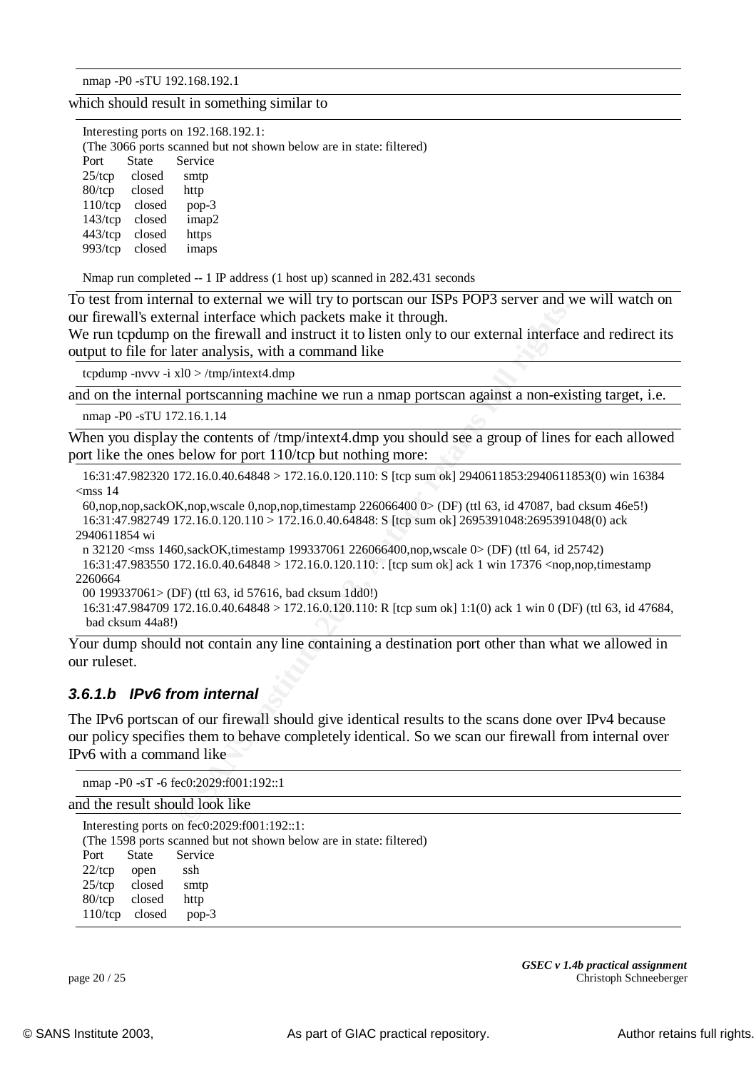```
nmap -P0 -sTU 192.168.192.1
```

which should result in something similar to

```
Interesting ports on 192.168.192.1:
(The 3066 ports scanned but not shown below are in state: filtered)
Port      State     Service
25/tcp    closed    smtp
80/tcp    closed    http
110/tcp   closed    pop-3
143/tcp   closed    imap2
443/tcp   closed    https
993/tcp   closed    imaps

Nmap run completed -- 1 IP address (1 host up) scanned in 282.431 seconds
```

To test from internal to external we will try to portscan our ISPs POP3 server and we will watch on our firewall's external interface which packets make it through.
We run tcpdump on the firewall and instruct it to listen only to our external interface and redirect its output to file for later analysis, with a command like

```
tcpdump -nvvv -i xl0 > /tmp/intext4.dmp
```

and on the internal portscanning machine we run a nmap portscan against a non-existing target, i.e.

```
nmap -P0 -sTU 172.16.1.14
```

When you display the contents of /tmp/intext4.dmp you should see a group of lines for each allowed port like the ones below for port 110/tcp but nothing more:

```
16:31:47.982320 172.16.0.40.64848 > 172.16.0.120.110: S [tcp sum ok] 2940611853:2940611853(0) win 16384 <mss 14
60,nop,nop,sackOK,nop,wscale 0,nop,nop,timestamp 226066400 0> (DF) (ttl 63, id 47087, bad cksum 46e5!)
16:31:47.982749 172.16.0.120.110 > 172.16.0.40.64848: S [tcp sum ok] 2695391048:2695391048(0) ack 2940611854 wi
n 32120 <mss 1460,sackOK,timestamp 199337061 226066400,nop,wscale 0> (DF) (ttl 64, id 25742)
16:31:47.983550 172.16.0.40.64848 > 172.16.0.120.110: . [tcp sum ok] ack 1 win 17376 <nop,nop,timestamp 2260664
00 199337061> (DF) (ttl 63, id 57616, bad cksum 1dd0!)
16:31:47.984709 172.16.0.40.64848 > 172.16.0.120.110: R [tcp sum ok] 1:1(0) ack 1 win 0 (DF) (ttl 63, id 47684,
 bad cksum 44a8!)
```

Your dump should not contain any line containing a destination port other than what we allowed in our ruleset.

### *3.6.1.b IPv6 from internal*

The IPv6 portscan of our firewall should give identical results to the scans done over IPv4 because our policy specifies them to behave completely identical. So we scan our firewall from internal over IPv6 with a command like

```
nmap -P0 -sT -6 fec0:2029:f001:192::1
```

and the result should look like

```
Interesting ports on fec0:2029:f001:192::1:
(The 1598 ports scanned but not shown below are in state: filtered)
Port      State     Service
22/tcp    open      ssh
25/tcp    closed    smtp
80/tcp    closed    http
110/tcp   closed    pop-3
```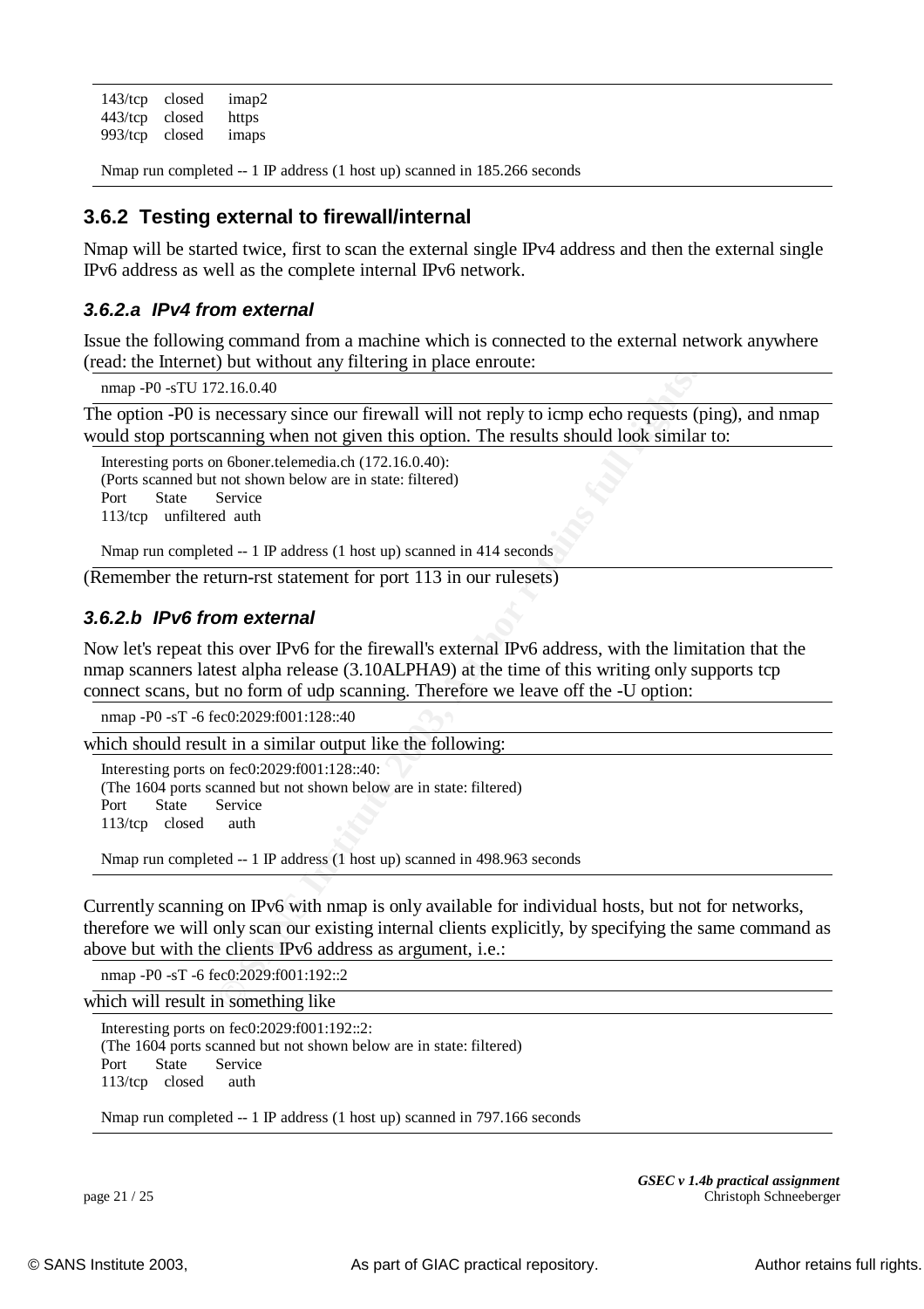```
143/tcp   closed    imap2
443/tcp   closed    https
993/tcp   closed    imaps

Nmap run completed -- 1 IP address (1 host up) scanned in 185.266 seconds
```

### 3.6.2 Testing external to firewall/internal

Nmap will be started twice, first to scan the external single IPv4 address and then the external single IPv6 address as well as the complete internal IPv6 network.

#### *3.6.2.a IPv4 from external*

Issue the following command from a machine which is connected to the external network anywhere (read: the Internet) but without any filtering in place enroute:

```
nmap -P0 -sTU 172.16.0.40
```

The option -P0 is necessary since our firewall will not reply to icmp echo requests (ping), and nmap would stop portscanning when not given this option. The results should look similar to:

```
Interesting ports on 6boner.telemedia.ch (172.16.0.40):
(Ports scanned but not shown below are in state: filtered)
Port      State       Service
113/tcp   unfiltered  auth

Nmap run completed -- 1 IP address (1 host up) scanned in 414 seconds
```

(Remember the return-rst statement for port 113 in our rulesets)

#### *3.6.2.b IPv6 from external*

Now let's repeat this over IPv6 for the firewall's external IPv6 address, with the limitation that the nmap scanners latest alpha release (3.10ALPHA9) at the time of this writing only supports tcp connect scans, but no form of udp scanning. Therefore we leave off the -U option:

```
nmap -P0 -sT -6 fec0:2029:f001:128::40
```

which should result in a similar output like the following:

```
Interesting ports on fec0:2029:f001:128::40:
(The 1604 ports scanned but not shown below are in state: filtered)
Port      State     Service
113/tcp   closed    auth

Nmap run completed -- 1 IP address (1 host up) scanned in 498.963 seconds
```

Currently scanning on IPv6 with nmap is only available for individual hosts, but not for networks, therefore we will only scan our existing internal clients explicitly, by specifying the same command as above but with the clients IPv6 address as argument, i.e.:

```
nmap -P0 -sT -6 fec0:2029:f001:192::2
```

which will result in something like

```
Interesting ports on fec0:2029:f001:192::2:
(The 1604 ports scanned but not shown below are in state: filtered)
Port      State     Service
113/tcp   closed    auth

Nmap run completed -- 1 IP address (1 host up) scanned in 797.166 seconds
```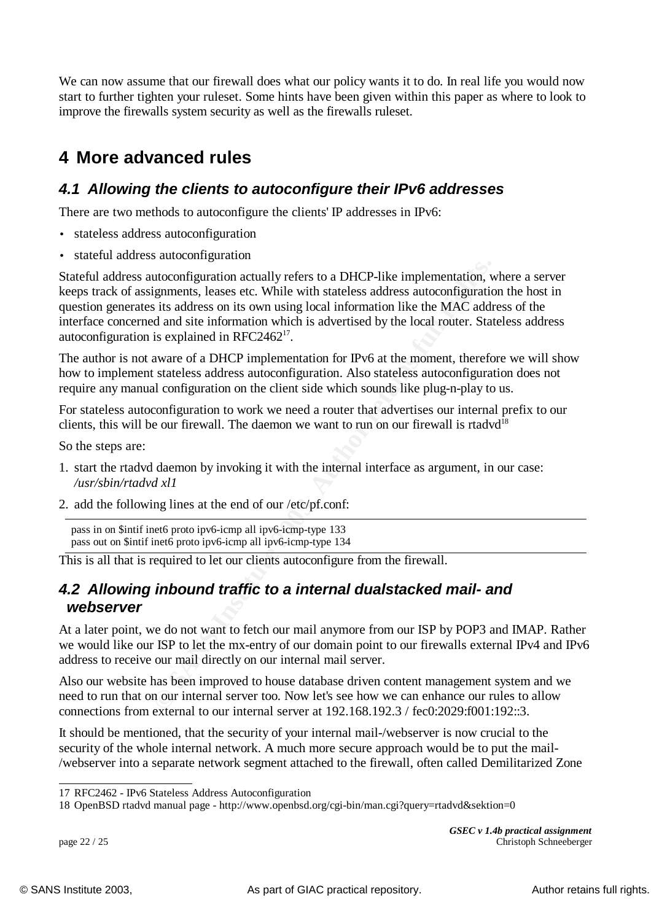We can now assume that our firewall does what our policy wants it to do. In real life you would now start to further tighten your ruleset. Some hints have been given within this paper as where to look to improve the firewalls system security as well as the firewalls ruleset.

# 4 More advanced rules

## 4.1 Allowing the clients to autoconfigure their IPv6 addresses

There are two methods to autoconfigure the clients' IP addresses in IPv6:

- stateless address autoconfiguration
- stateful address autoconfiguration

Stateful address autoconfiguration actually refers to a DHCP-like implementation, where a server keeps track of assignments, leases etc. While with stateless address autoconfiguration the host in question generates its address on its own using local information like the MAC address of the interface concerned and site information which is advertised by the local router. Stateless address autoconfiguration is explained in RFC2462[17].

The author is not aware of a DHCP implementation for IPv6 at the moment, therefore we will show how to implement stateless address autoconfiguration. Also stateless autoconfiguration does not require any manual configuration on the client side which sounds like plug-n-play to us.

For stateless autoconfiguration to work we need a router that advertises our internal prefix to our clients, this will be our firewall. The daemon we want to run on our firewall is rtadvd[18]

So the steps are:

1. start the rtadvd daemon by invoking it with the internal interface as argument, in our case: */usr/sbin/rtadvd xl1*
2. add the following lines at the end of our /etc/pf.conf:

```
pass in on $intif inet6 proto ipv6-icmp all ipv6-icmp-type 133
pass out on $intif inet6 proto ipv6-icmp all ipv6-icmp-type 134
```

This is all that is required to let our clients autoconfigure from the firewall.

## 4.2 Allowing inbound traffic to a internal dualstacked mail- and webserver

At a later point, we do not want to fetch our mail anymore from our ISP by POP3 and IMAP. Rather we would like our ISP to let the mx-entry of our domain point to our firewalls external IPv4 and IPv6 address to receive our mail directly on our internal mail server.

Also our website has been improved to house database driven content management system and we need to run that on our internal server too. Now let's see how we can enhance our rules to allow connections from external to our internal server at 192.168.192.3 / fec0:2029:f001:192::3.

It should be mentioned, that the security of your internal mail-/webserver is now crucial to the security of the whole internal network. A much more secure approach would be to put the mail-/webserver into a separate network segment attached to the firewall, often called Demilitarized Zone

---

17 RFC2462 - IPv6 Stateless Address Autoconfiguration

18 OpenBSD rtadvd manual page - http://www.openbsd.org/cgi-bin/man.cgi?query=rtadvd&sektion=0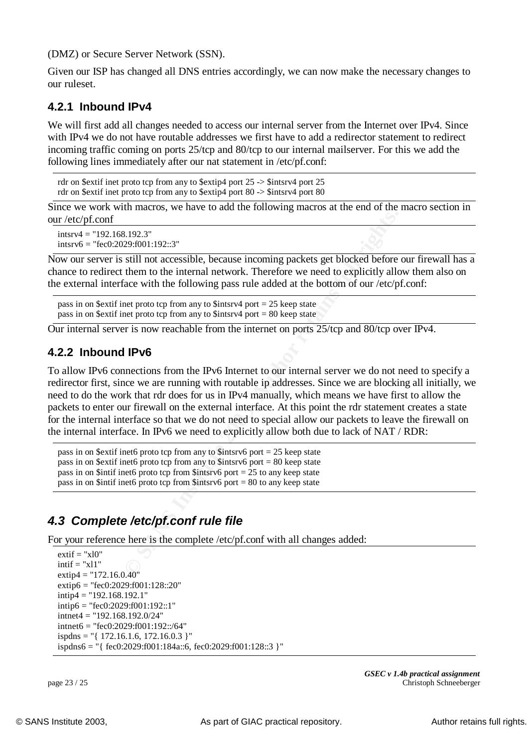(DMZ) or Secure Server Network (SSN).

Given our ISP has changed all DNS entries accordingly, we can now make the necessary changes to our ruleset.

### 4.2.1 Inbound IPv4

We will first add all changes needed to access our internal server from the Internet over IPv4. Since with IPv4 we do not have routable addresses we first have to add a redirector statement to redirect incoming traffic coming on ports 25/tcp and 80/tcp to our internal mailserver. For this we add the following lines immediately after our nat statement in /etc/pf.conf:

```
rdr on $extif inet proto tcp from any to $extip4 port 25 -> $intsrv4 port 25
rdr on $extif inet proto tcp from any to $extip4 port 80 -> $intsrv4 port 80
```

Since we work with macros, we have to add the following macros at the end of the macro section in our /etc/pf.conf

```
intsrv4 = "192.168.192.3"
intsrv6 = "fec0:2029:f001:192::3"
```

Now our server is still not accessible, because incoming packets get blocked before our firewall has a chance to redirect them to the internal network. Therefore we need to explicitly allow them also on the external interface with the following pass rule added at the bottom of our /etc/pf.conf:

```
pass in on $extif inet proto tcp from any to $intsrv4 port = 25 keep state
pass in on $extif inet proto tcp from any to $intsrv4 port = 80 keep state
```

Our internal server is now reachable from the internet on ports 25/tcp and 80/tcp over IPv4.

### 4.2.2 Inbound IPv6

To allow IPv6 connections from the IPv6 Internet to our internal server we do not need to specify a redirector first, since we are running with routable ip addresses. Since we are blocking all initially, we need to do the work that rdr does for us in IPv4 manually, which means we have first to allow the packets to enter our firewall on the external interface. At this point the rdr statement creates a state for the internal interface so that we do not need to special allow our packets to leave the firewall on the internal interface. In IPv6 we need to explicitly allow both due to lack of NAT / RDR:

```
pass in on $extif inet6 proto tcp from any to $intsrv6 port = 25 keep state
pass in on $extif inet6 proto tcp from any to $intsrv6 port = 80 keep state
pass in on $intif inet6 proto tcp from $intsrv6 port = 25 to any keep state
pass in on $intif inet6 proto tcp from $intsrv6 port = 80 to any keep state
```

## *4.3 Complete /etc/pf.conf rule file*

For your reference here is the complete /etc/pf.conf with all changes added:

```
extif = "xl0"
intif = "xl1"
extip4 = "172.16.0.40"
extip6 = "fec0:2029:f001:128::20"
intip4 = "192.168.192.1"
intip6 = "fec0:2029:f001:192::1"
intnet4 = "192.168.192.0/24"
intnet6 = "fec0:2029:f001:192::/64"
ispdns = "{ 172.16.1.6, 172.16.0.3 }"
ispdns6 = "{ fec0:2029:f001:184a::6, fec0:2029:f001:128::3 }"
```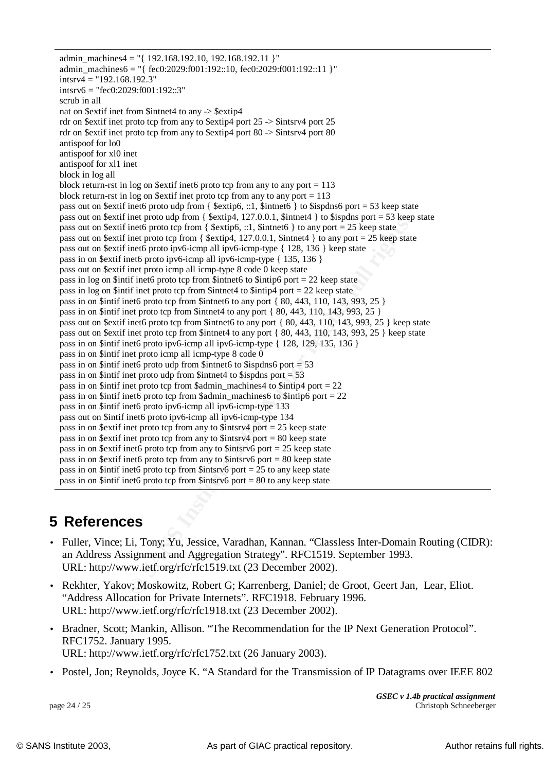```
admin_machines4 = "{ 192.168.192.10, 192.168.192.11 }"
admin_machines6 = "{ fec0:2029:f001:192::10, fec0:2029:f001:192::11 }"
intsrv4 = "192.168.192.3"
intsrv6 = "fec0:2029:f001:192::3"
scrub in all
nat on $extif inet from $intnet4 to any -> $extip4
rdr on $extif inet proto tcp from any to $extip4 port 25 -> $intsrv4 port 25
rdr on $extif inet proto tcp from any to $extip4 port 80 -> $intsrv4 port 80
antispoof for lo0
antispoof for xl0 inet
antispoof for xl1 inet
block in log all
block return-rst in log on $extif inet6 proto tcp from any to any port = 113
block return-rst in log on $extif inet proto tcp from any to any port = 113
pass out on $extif inet6 proto udp from { $extip6, ::1, $intnet6 } to $ispdns6 port = 53 keep state
pass out on $extif inet proto udp from { $extip4, 127.0.0.1, $intnet4 } to $ispdns port = 53 keep state
pass out on $extif inet6 proto tcp from { $extip6, ::1, $intnet6 } to any port = 25 keep state
pass out on $extif inet proto tcp from { $extip4, 127.0.0.1, $intnet4 } to any port = 25 keep state
pass out on $extif inet6 proto ipv6-icmp all ipv6-icmp-type { 128, 136 } keep state
pass in on $extif inet6 proto ipv6-icmp all ipv6-icmp-type { 135, 136 }
pass out on $extif inet proto icmp all icmp-type 8 code 0 keep state
pass in log on $intif inet6 proto tcp from $intnet6 to $intip6 port = 22 keep state
pass in log on $intif inet proto tcp from $intnet4 to $intip4 port = 22 keep state
pass in on $intif inet6 proto tcp from $intnet6 to any port { 80, 443, 110, 143, 993, 25 }
pass in on $intif inet proto tcp from $intnet4 to any port { 80, 443, 110, 143, 993, 25 }
pass out on $extif inet6 proto tcp from $intnet6 to any port { 80, 443, 110, 143, 993, 25 } keep state
pass out on $extif inet proto tcp from $intnet4 to any port { 80, 443, 110, 143, 993, 25 } keep state
pass in on $intif inet6 proto ipv6-icmp all ipv6-icmp-type { 128, 129, 135, 136 }
pass in on $intif inet proto icmp all icmp-type 8 code 0
pass in on $intif inet6 proto udp from $intnet6 to $ispdns6 port = 53
pass in on $intif inet proto udp from $intnet4 to $ispdns port = 53
pass in on $intif inet proto tcp from $admin_machines4 to $intip4 port = 22
pass in on $intif inet6 proto tcp from $admin_machines6 to $intip6 port = 22
pass in on $intif inet6 proto ipv6-icmp all ipv6-icmp-type 133
pass out on $intif inet6 proto ipv6-icmp all ipv6-icmp-type 134
pass in on $extif inet proto tcp from any to $intsrv4 port = 25 keep state
pass in on $extif inet proto tcp from any to $intsrv4 port = 80 keep state
pass in on $extif inet6 proto tcp from any to $intsrv6 port = 25 keep state
pass in on $extif inet6 proto tcp from any to $intsrv6 port = 80 keep state
pass in on $intif inet6 proto tcp from $intsrv6 port = 25 to any keep state
pass in on $intif inet6 proto tcp from $intsrv6 port = 80 to any keep state
```

# 5 References

- Fuller, Vince; Li, Tony; Yu, Jessice, Varadhan, Kannan. "Classless Inter-Domain Routing (CIDR): an Address Assignment and Aggregation Strategy". RFC1519. September 1993.
  URL: http://www.ietf.org/rfc/rfc1519.txt (23 December 2002).
- Rekhter, Yakov; Moskowitz, Robert G; Karrenberg, Daniel; de Groot, Geert Jan, Lear, Eliot. "Address Allocation for Private Internets". RFC1918. February 1996.
  URL: http://www.ietf.org/rfc/rfc1918.txt (23 December 2002).
- Bradner, Scott; Mankin, Allison. "The Recommendation for the IP Next Generation Protocol". RFC1752. January 1995.
  URL: http://www.ietf.org/rfc/rfc1752.txt (26 January 2003).
- Postel, Jon; Reynolds, Joyce K. "A Standard for the Transmission of IP Datagrams over IEEE 802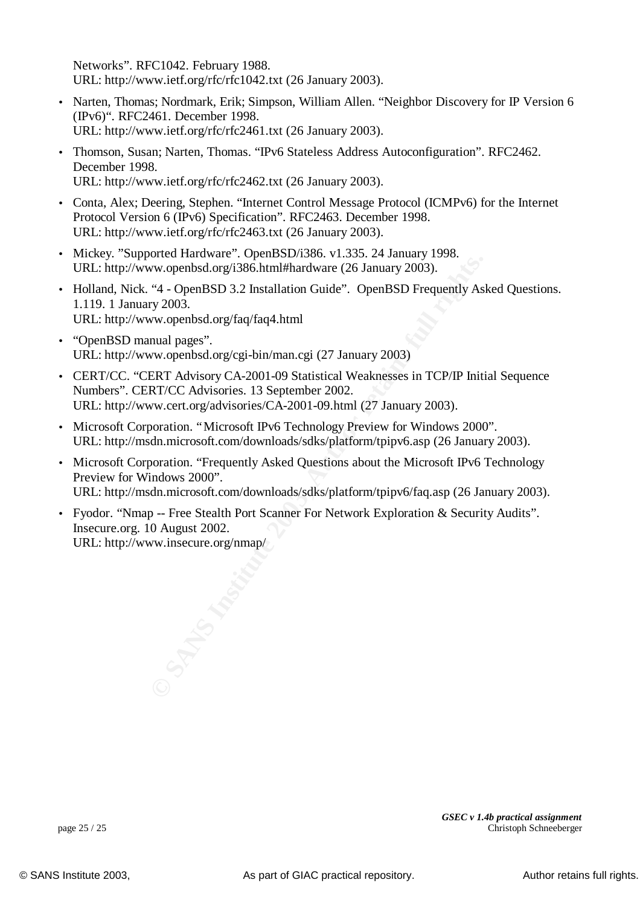Networks". RFC1042. February 1988.
URL: http://www.ietf.org/rfc/rfc1042.txt (26 January 2003).

- Narten, Thomas; Nordmark, Erik; Simpson, William Allen. "Neighbor Discovery for IP Version 6 (IPv6)". RFC2461. December 1998.
URL: http://www.ietf.org/rfc/rfc2461.txt (26 January 2003).
- Thomson, Susan; Narten, Thomas. "IPv6 Stateless Address Autoconfiguration". RFC2462. December 1998.
URL: http://www.ietf.org/rfc/rfc2462.txt (26 January 2003).
- Conta, Alex; Deering, Stephen. "Internet Control Message Protocol (ICMPv6) for the Internet Protocol Version 6 (IPv6) Specification". RFC2463. December 1998.
URL: http://www.ietf.org/rfc/rfc2463.txt (26 January 2003).
- Mickey. "Supported Hardware". OpenBSD/i386. v1.335. 24 January 1998.
URL: http://www.openbsd.org/i386.html#hardware (26 January 2003).
- Holland, Nick. "4 - OpenBSD 3.2 Installation Guide". OpenBSD Frequently Asked Questions. 1.119. 1 January 2003.
URL: http://www.openbsd.org/faq/faq4.html
- "OpenBSD manual pages".
URL: http://www.openbsd.org/cgi-bin/man.cgi (27 January 2003)
- CERT/CC. "CERT Advisory CA-2001-09 Statistical Weaknesses in TCP/IP Initial Sequence Numbers". CERT/CC Advisories. 13 September 2002.
URL: http://www.cert.org/advisories/CA-2001-09.html (27 January 2003).
- Microsoft Corporation. "Microsoft IPv6 Technology Preview for Windows 2000".
URL: http://msdn.microsoft.com/downloads/sdks/platform/tpipv6.asp (26 January 2003).
- Microsoft Corporation. "Frequently Asked Questions about the Microsoft IPv6 Technology Preview for Windows 2000".
URL: http://msdn.microsoft.com/downloads/sdks/platform/tpipv6/faq.asp (26 January 2003).
- Fyodor. "Nmap -- Free Stealth Port Scanner For Network Exploration & Security Audits". Insecure.org. 10 August 2002.
URL: http://www.insecure.org/nmap/